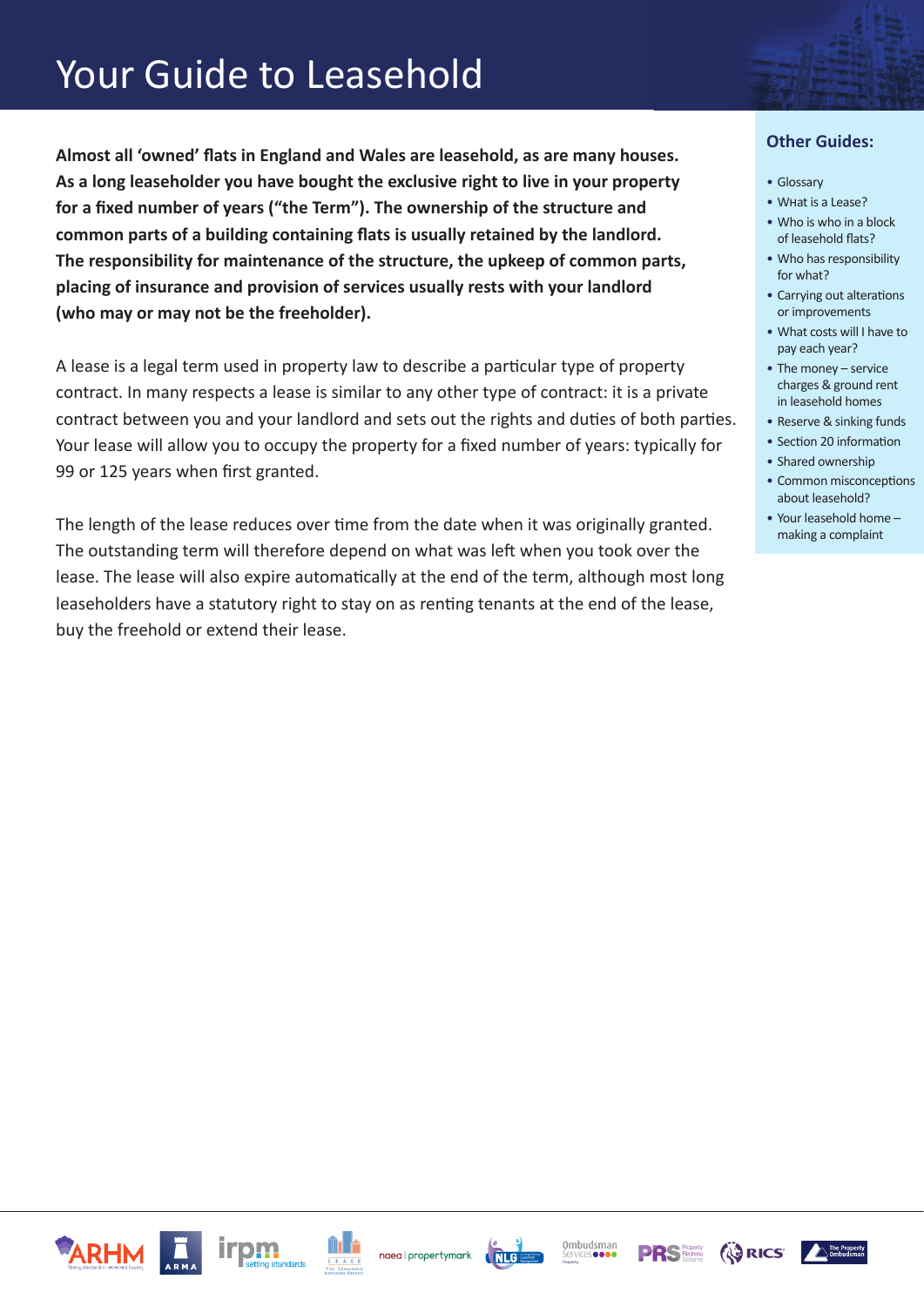# Your Guide to Leasehold

**Almost all 'owned' flats in England and Wales are leasehold, as are many houses. As a long leaseholder you have bought the exclusive right to live in your property for a fixed number of years ("the Term"). The ownership of the structure and common parts of a building containing flats is usually retained by the landlord. The responsibility for maintenance of the structure, the upkeep of common parts, placing of insurance and provision of services usually rests with your landlord (who may or may not be the freeholder).**

A lease is a legal term used in property law to describe a particular type of property contract. In many respects a lease is similar to any other type of contract: it is a private contract between you and your landlord and sets out the rights and duties of both parties. Your lease will allow you to occupy the property for a fixed number of years: typically for 99 or 125 years when first granted.

The length of the lease reduces over time from the date when it was originally granted. The outstanding term will therefore depend on what was left when you took over the lease. The lease will also expire automatically at the end of the term, although most long leaseholders have a statutory right to stay on as renting tenants at the end of the lease, buy the freehold or extend their lease.

## Other Guides:

- Glossary
- What is a Lease?
- Who is who in a block of leasehold flats?
- Who has responsibility for what?
- Carrying out alterations or improvements
- What costs will I have to pay each year?
- The money – service charges & ground rent in leasehold homes
- Reserve & sinking funds
- Section 20 information
- Shared ownership
- Common misconceptions about leasehold?
- Your leasehold home – making a complaint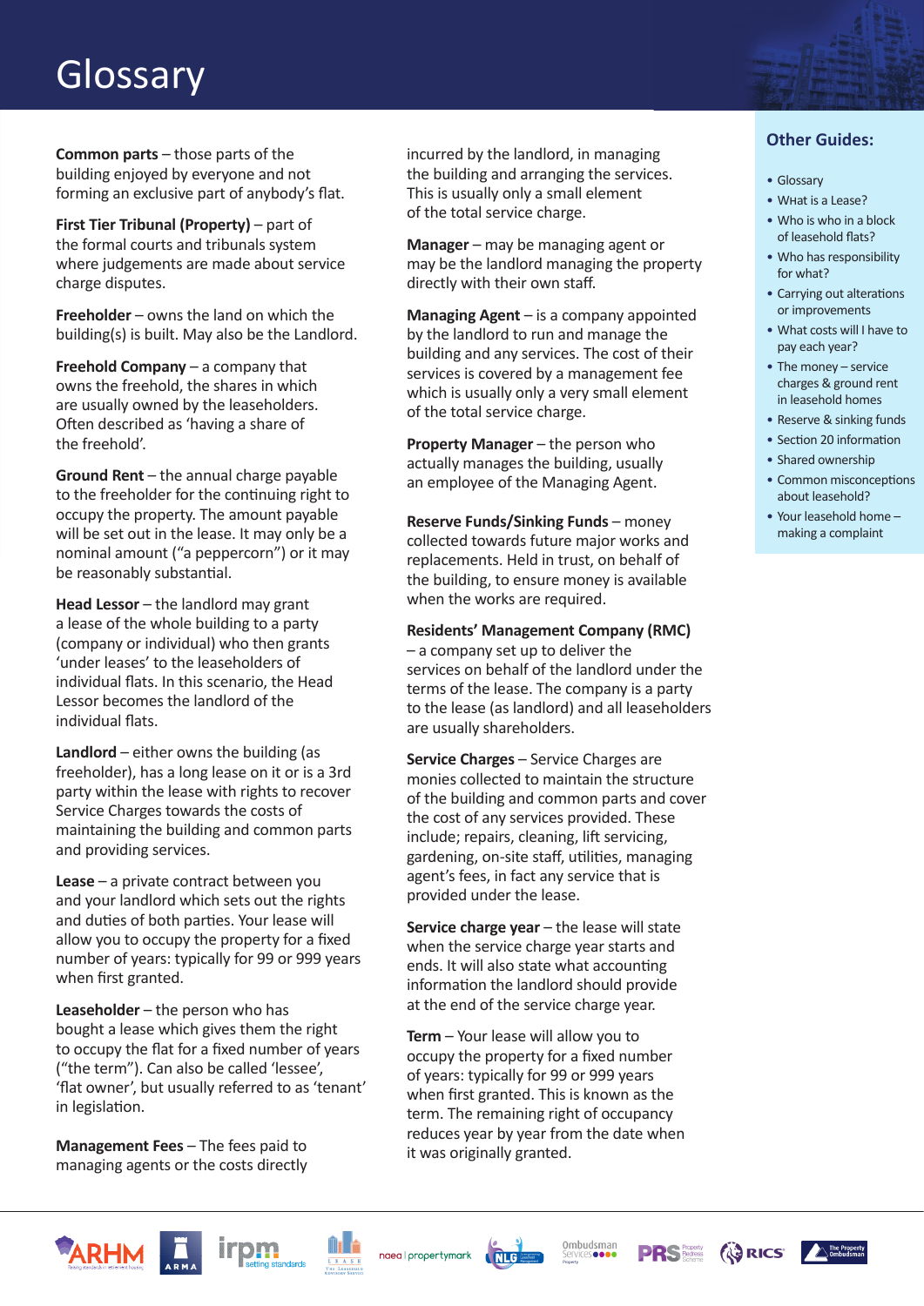# Glossary

**Common parts** – those parts of the building enjoyed by everyone and not forming an exclusive part of anybody's flat.

**First Tier Tribunal (Property)** – part of the formal courts and tribunals system where judgements are made about service charge disputes.

**Freeholder** – owns the land on which the building(s) is built. May also be the Landlord.

**Freehold Company** – a company that owns the freehold, the shares in which are usually owned by the leaseholders. Often described as 'having a share of the freehold'.

**Ground Rent** – the annual charge payable to the freeholder for the continuing right to occupy the property. The amount payable will be set out in the lease. It may only be a nominal amount ("a peppercorn") or it may be reasonably substantial.

**Head Lessor** – the landlord may grant a lease of the whole building to a party (company or individual) who then grants 'under leases' to the leaseholders of individual flats. In this scenario, the Head Lessor becomes the landlord of the individual flats.

**Landlord** – either owns the building (as freeholder), has a long lease on it or is a 3rd party within the lease with rights to recover Service Charges towards the costs of maintaining the building and common parts and providing services.

**Lease** – a private contract between you and your landlord which sets out the rights and duties of both parties. Your lease will allow you to occupy the property for a fixed number of years: typically for 99 or 999 years when first granted.

**Leaseholder** – the person who has bought a lease which gives them the right to occupy the flat for a fixed number of years ("the term"). Can also be called 'lessee', 'flat owner', but usually referred to as 'tenant' in legislation.

**Management Fees** – The fees paid to managing agents or the costs directly incurred by the landlord, in managing the building and arranging the services. This is usually only a small element of the total service charge.

**Manager** – may be managing agent or may be the landlord managing the property directly with their own staff.

**Managing Agent** – is a company appointed by the landlord to run and manage the building and any services. The cost of their services is covered by a management fee which is usually only a very small element of the total service charge.

**Property Manager** – the person who actually manages the building, usually an employee of the Managing Agent.

**Reserve Funds/Sinking Funds** – money collected towards future major works and replacements. Held in trust, on behalf of the building, to ensure money is available when the works are required.

**Residents' Management Company (RMC)** – a company set up to deliver the services on behalf of the landlord under the terms of the lease. The company is a party to the lease (as landlord) and all leaseholders are usually shareholders.

**Service Charges** – Service Charges are monies collected to maintain the structure of the building and common parts and cover the cost of any services provided. These include; repairs, cleaning, lift servicing, gardening, on-site staff, utilities, managing agent's fees, in fact any service that is provided under the lease.

**Service charge year** – the lease will state when the service charge year starts and ends. It will also state what accounting information the landlord should provide at the end of the service charge year.

**Term** – Your lease will allow you to occupy the property for a fixed number of years: typically for 99 or 999 years when first granted. This is known as the term. The remaining right of occupancy reduces year by year from the date when it was originally granted.

## Other Guides:

- Glossary
- What is a Lease?
- Who is who in a block of leasehold flats?
- Who has responsibility for what?
- Carrying out alterations or improvements
- What costs will I have to pay each year?
- The money – service charges & ground rent in leasehold homes
- Reserve & sinking funds
- Section 20 information
- Shared ownership
- Common misconceptions about leasehold?
- Your leasehold home – making a complaint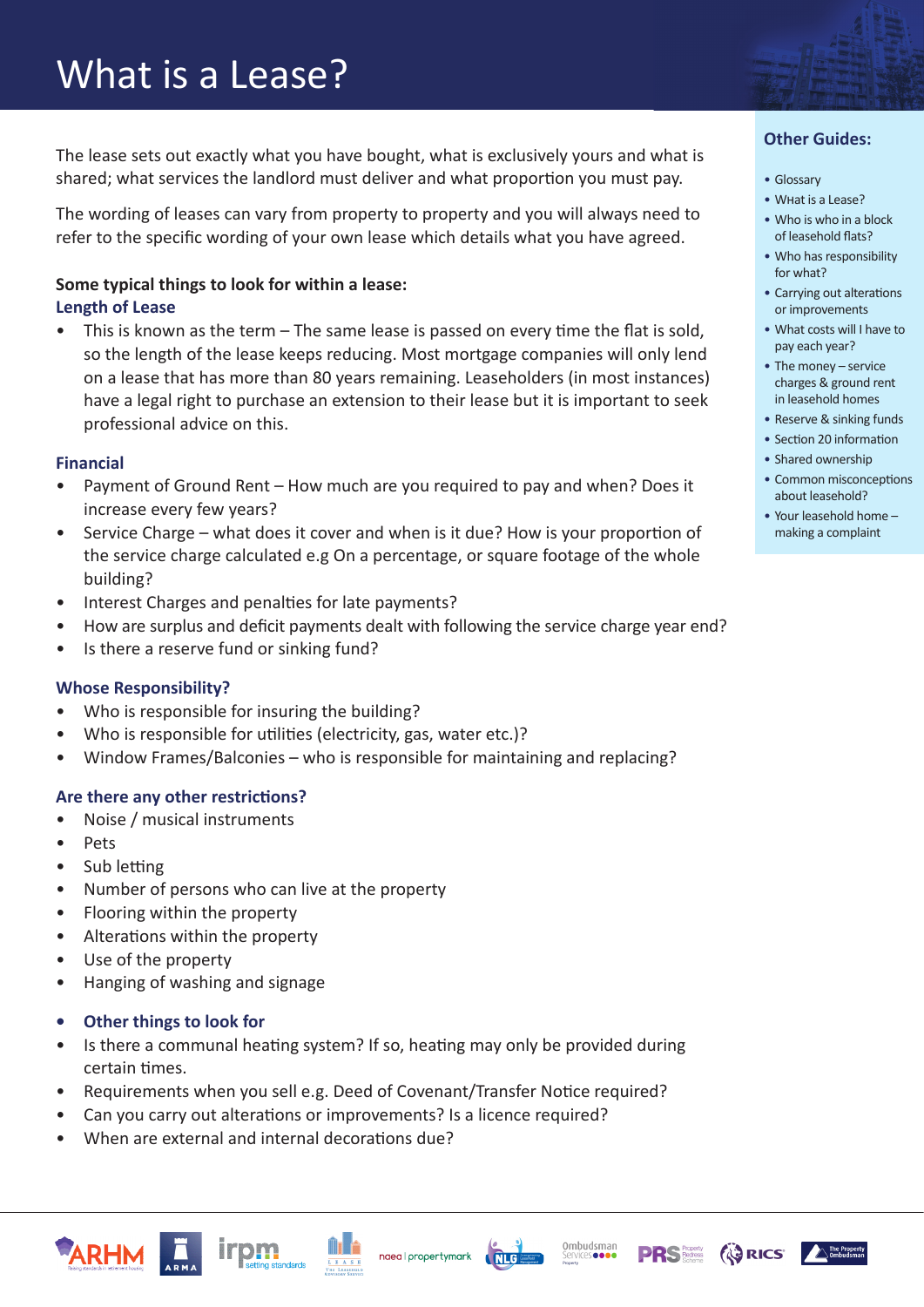# What is a Lease?

The lease sets out exactly what you have bought, what is exclusively yours and what is shared; what services the landlord must deliver and what proportion you must pay.

The wording of leases can vary from property to property and you will always need to refer to the specific wording of your own lease which details what you have agreed.

**Some typical things to look for within a lease:**

### Length of Lease

- This is known as the term – The same lease is passed on every time the flat is sold, so the length of the lease keeps reducing. Most mortgage companies will only lend on a lease that has more than 80 years remaining. Leaseholders (in most instances) have a legal right to purchase an extension to their lease but it is important to seek professional advice on this.

### Financial

- Payment of Ground Rent – How much are you required to pay and when? Does it increase every few years?
- Service Charge – what does it cover and when is it due? How is your proportion of the service charge calculated e.g On a percentage, or square footage of the whole building?
- Interest Charges and penalties for late payments?
- How are surplus and deficit payments dealt with following the service charge year end?
- Is there a reserve fund or sinking fund?

### Whose Responsibility?

- Who is responsible for insuring the building?
- Who is responsible for utilities (electricity, gas, water etc.)?
- Window Frames/Balconies – who is responsible for maintaining and replacing?

### Are there any other restrictions?

- Noise / musical instruments
- Pets
- Sub letting
- Number of persons who can live at the property
- Flooring within the property
- Alterations within the property
- Use of the property
- Hanging of washing and signage

### Other things to look for

- Is there a communal heating system? If so, heating may only be provided during certain times.
- Requirements when you sell e.g. Deed of Covenant/Transfer Notice required?
- Can you carry out alterations or improvements? Is a licence required?
- When are external and internal decorations due?

## Other Guides:

- Glossary
- What is a Lease?
- Who is who in a block of leasehold flats?
- Who has responsibility for what?
- Carrying out alterations or improvements
- What costs will I have to pay each year?
- The money – service charges & ground rent in leasehold homes
- Reserve & sinking funds
- Section 20 information
- Shared ownership
- Common misconceptions about leasehold?
- Your leasehold home – making a complaint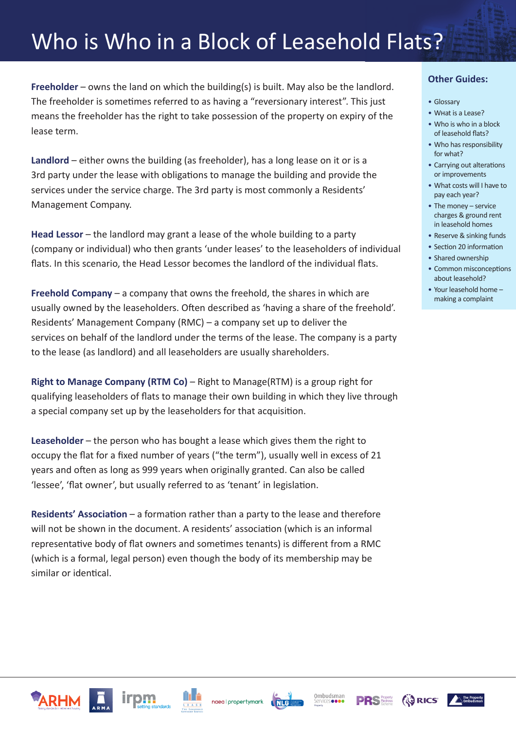# Who is Who in a Block of Leasehold Flats?

**Freeholder** – owns the land on which the building(s) is built. May also be the landlord. The freeholder is sometimes referred to as having a "reversionary interest". This just means the freeholder has the right to take possession of the property on expiry of the lease term.

**Landlord** – either owns the building (as freeholder), has a long lease on it or is a 3rd party under the lease with obligations to manage the building and provide the services under the service charge. The 3rd party is most commonly a Residents' Management Company.

**Head Lessor** – the landlord may grant a lease of the whole building to a party (company or individual) who then grants 'under leases' to the leaseholders of individual flats. In this scenario, the Head Lessor becomes the landlord of the individual flats.

**Freehold Company** – a company that owns the freehold, the shares in which are usually owned by the leaseholders. Often described as 'having a share of the freehold'. Residents' Management Company (RMC) – a company set up to deliver the services on behalf of the landlord under the terms of the lease. The company is a party to the lease (as landlord) and all leaseholders are usually shareholders.

**Right to Manage Company (RTM Co)** – Right to Manage(RTM) is a group right for qualifying leaseholders of flats to manage their own building in which they live through a special company set up by the leaseholders for that acquisition.

**Leaseholder** – the person who has bought a lease which gives them the right to occupy the flat for a fixed number of years ("the term"), usually well in excess of 21 years and often as long as 999 years when originally granted. Can also be called 'lessee', 'flat owner', but usually referred to as 'tenant' in legislation.

**Residents' Association** – a formation rather than a party to the lease and therefore will not be shown in the document. A residents' association (which is an informal representative body of flat owners and sometimes tenants) is different from a RMC (which is a formal, legal person) even though the body of its membership may be similar or identical.

## Other Guides:

- Glossary
- What is a Lease?
- Who is who in a block of leasehold flats?
- Who has responsibility for what?
- Carrying out alterations or improvements
- What costs will I have to pay each year?
- The money – service charges & ground rent in leasehold homes
- Reserve & sinking funds
- Section 20 information
- Shared ownership
- Common misconceptions about leasehold?
- Your leasehold home – making a complaint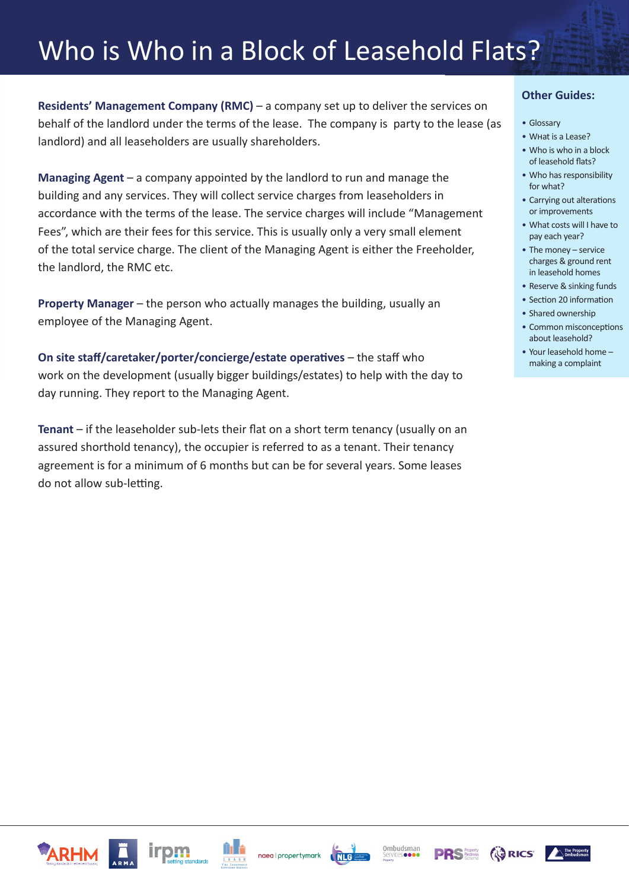# Who is Who in a Block of Leasehold Flats?

**Residents' Management Company (RMC)** – a company set up to deliver the services on behalf of the landlord under the terms of the lease. The company is party to the lease (as landlord) and all leaseholders are usually shareholders.

**Managing Agent** – a company appointed by the landlord to run and manage the building and any services. They will collect service charges from leaseholders in accordance with the terms of the lease. The service charges will include "Management Fees", which are their fees for this service. This is usually only a very small element of the total service charge. The client of the Managing Agent is either the Freeholder, the landlord, the RMC etc.

**Property Manager** – the person who actually manages the building, usually an employee of the Managing Agent.

**On site staff/caretaker/porter/concierge/estate operatives** – the staff who work on the development (usually bigger buildings/estates) to help with the day to day running. They report to the Managing Agent.

**Tenant** – if the leaseholder sub-lets their flat on a short term tenancy (usually on an assured shorthold tenancy), the occupier is referred to as a tenant. Their tenancy agreement is for a minimum of 6 months but can be for several years. Some leases do not allow sub-letting.

## Other Guides:

- Glossary
- What is a Lease?
- Who is who in a block of leasehold flats?
- Who has responsibility for what?
- Carrying out alterations or improvements
- What costs will I have to pay each year?
- The money – service charges & ground rent in leasehold homes
- Reserve & sinking funds
- Section 20 information
- Shared ownership
- Common misconceptions about leasehold?
- Your leasehold home – making a complaint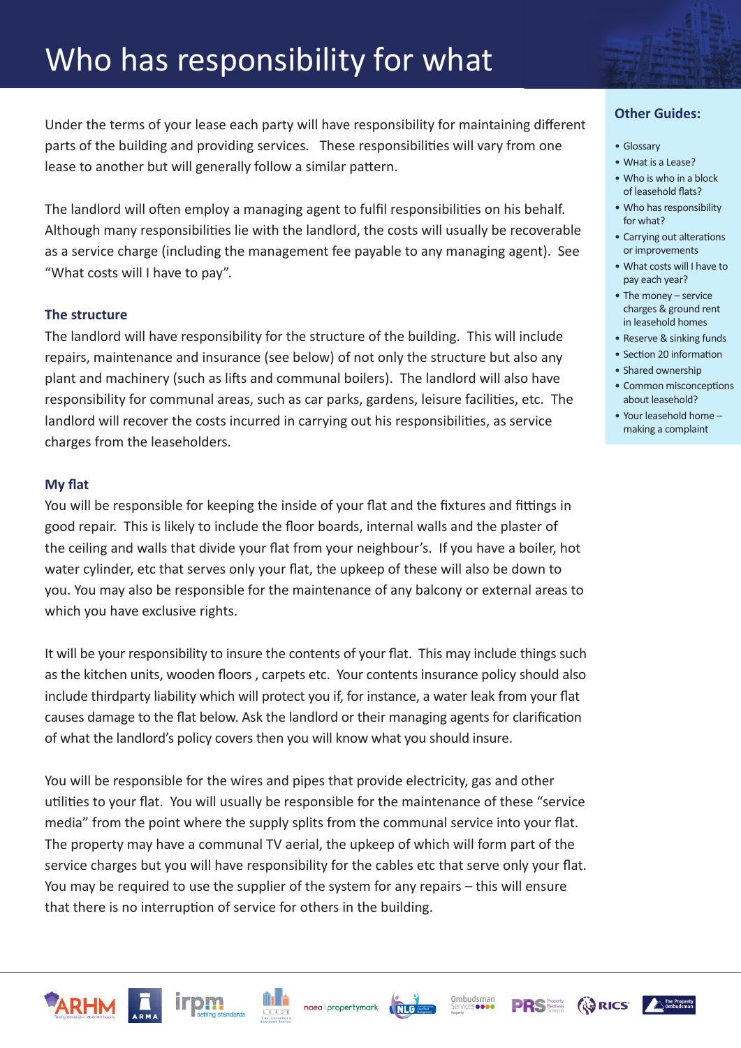# Who has responsibility for what

Under the terms of your lease each party will have responsibility for maintaining different parts of the building and providing services. These responsibilities will vary from one lease to another but will generally follow a similar pattern.

The landlord will often employ a managing agent to fulfil responsibilities on his behalf. Although many responsibilities lie with the landlord, the costs will usually be recoverable as a service charge (including the management fee payable to any managing agent). See "What costs will I have to pay".

## The structure

The landlord will have responsibility for the structure of the building. This will include repairs, maintenance and insurance (see below) of not only the structure but also any plant and machinery (such as lifts and communal boilers). The landlord will also have responsibility for communal areas, such as car parks, gardens, leisure facilities, etc. The landlord will recover the costs incurred in carrying out his responsibilities, as service charges from the leaseholders.

## My flat

You will be responsible for keeping the inside of your flat and the fixtures and fittings in good repair. This is likely to include the floor boards, internal walls and the plaster of the ceiling and walls that divide your flat from your neighbour's. If you have a boiler, hot water cylinder, etc that serves only your flat, the upkeep of these will also be down to you. You may also be responsible for the maintenance of any balcony or external areas to which you have exclusive rights.

It will be your responsibility to insure the contents of your flat. This may include things such as the kitchen units, wooden floors , carpets etc. Your contents insurance policy should also include thirdparty liability which will protect you if, for instance, a water leak from your flat causes damage to the flat below. Ask the landlord or their managing agents for clarification of what the landlord's policy covers then you will know what you should insure.

You will be responsible for the wires and pipes that provide electricity, gas and other utilities to your flat. You will usually be responsible for the maintenance of these "service media" from the point where the supply splits from the communal service into your flat. The property may have a communal TV aerial, the upkeep of which will form part of the service charges but you will have responsibility for the cables etc that serve only your flat. You may be required to use the supplier of the system for any repairs – this will ensure that there is no interruption of service for others in the building.

### Other Guides:

- Glossary
- What is a Lease?
- Who is who in a block of leasehold flats?
- Who has responsibility for what?
- Carrying out alterations or improvements
- What costs will I have to pay each year?
- The money – service charges & ground rent in leasehold homes
- Reserve & sinking funds
- Section 20 information
- Shared ownership
- Common misconceptions about leasehold?
- Your leasehold home – making a complaint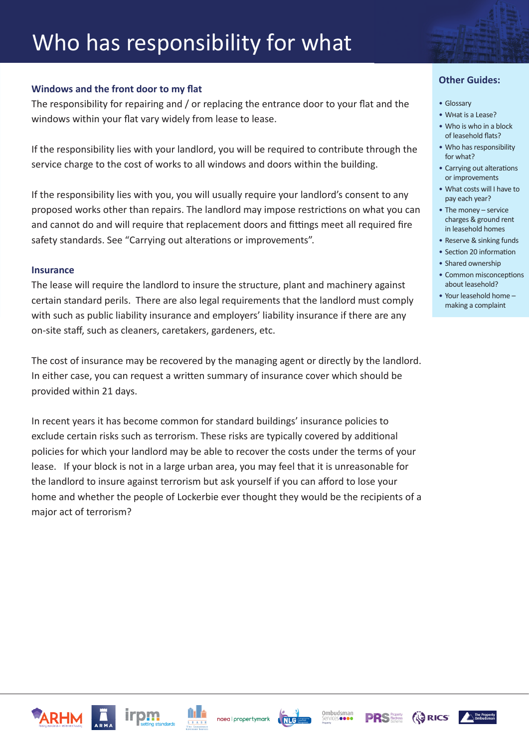# Who has responsibility for what

### Windows and the front door to my flat

The responsibility for repairing and / or replacing the entrance door to your flat and the windows within your flat vary widely from lease to lease.

If the responsibility lies with your landlord, you will be required to contribute through the service charge to the cost of works to all windows and doors within the building.

If the responsibility lies with you, you will usually require your landlord's consent to any proposed works other than repairs. The landlord may impose restrictions on what you can and cannot do and will require that replacement doors and fittings meet all required fire safety standards. See "Carrying out alterations or improvements".

### Insurance

The lease will require the landlord to insure the structure, plant and machinery against certain standard perils. There are also legal requirements that the landlord must comply with such as public liability insurance and employers' liability insurance if there are any on-site staff, such as cleaners, caretakers, gardeners, etc.

The cost of insurance may be recovered by the managing agent or directly by the landlord. In either case, you can request a written summary of insurance cover which should be provided within 21 days.

In recent years it has become common for standard buildings' insurance policies to exclude certain risks such as terrorism. These risks are typically covered by additional policies for which your landlord may be able to recover the costs under the terms of your lease. If your block is not in a large urban area, you may feel that it is unreasonable for the landlord to insure against terrorism but ask yourself if you can afford to lose your home and whether the people of Lockerbie ever thought they would be the recipients of a major act of terrorism?

## Other Guides:

- Glossary
- What is a Lease?
- Who is who in a block of leasehold flats?
- Who has responsibility for what?
- Carrying out alterations or improvements
- What costs will I have to pay each year?
- The money – service charges & ground rent in leasehold homes
- Reserve & sinking funds
- Section 20 information
- Shared ownership
- Common misconceptions about leasehold?
- Your leasehold home – making a complaint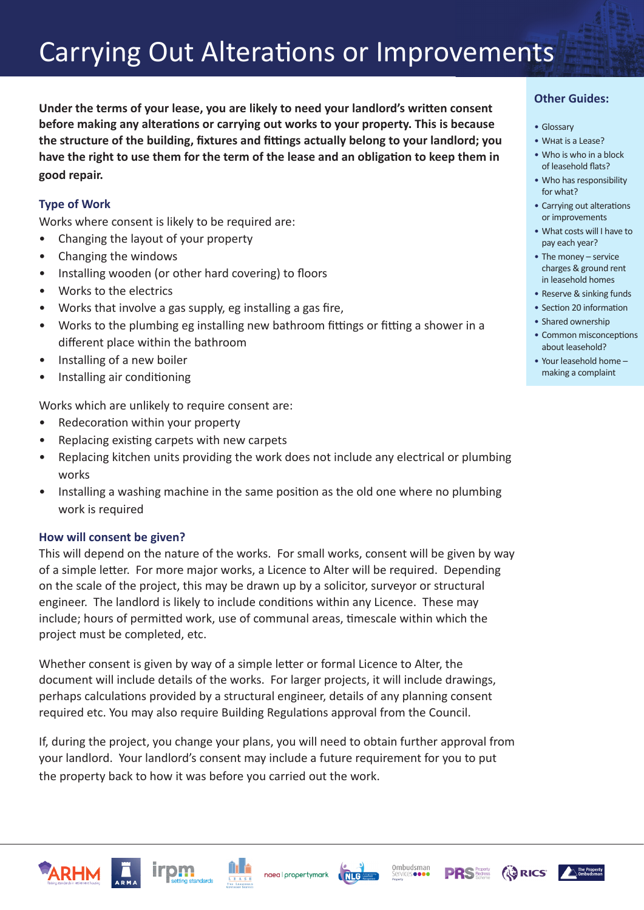# Carrying Out Alterations or Improvements

**Under the terms of your lease, you are likely to need your landlord's written consent before making any alterations or carrying out works to your property. This is because the structure of the building, fixtures and fittings actually belong to your landlord; you have the right to use them for the term of the lease and an obligation to keep them in good repair.**

## Type of Work

Works where consent is likely to be required are:

- Changing the layout of your property
- Changing the windows
- Installing wooden (or other hard covering) to floors
- Works to the electrics
- Works that involve a gas supply, eg installing a gas fire,
- Works to the plumbing eg installing new bathroom fittings or fitting a shower in a different place within the bathroom
- Installing of a new boiler
- Installing air conditioning

Works which are unlikely to require consent are:

- Redecoration within your property
- Replacing existing carpets with new carpets
- Replacing kitchen units providing the work does not include any electrical or plumbing works
- Installing a washing machine in the same position as the old one where no plumbing work is required

## How will consent be given?

This will depend on the nature of the works. For small works, consent will be given by way of a simple letter. For more major works, a Licence to Alter will be required. Depending on the scale of the project, this may be drawn up by a solicitor, surveyor or structural engineer. The landlord is likely to include conditions within any Licence. These may include; hours of permitted work, use of communal areas, timescale within which the project must be completed, etc.

Whether consent is given by way of a simple letter or formal Licence to Alter, the document will include details of the works. For larger projects, it will include drawings, perhaps calculations provided by a structural engineer, details of any planning consent required etc. You may also require Building Regulations approval from the Council.

If, during the project, you change your plans, you will need to obtain further approval from your landlord. Your landlord's consent may include a future requirement for you to put the property back to how it was before you carried out the work.

## Other Guides:

- Glossary
- What is a Lease?
- Who is who in a block of leasehold flats?
- Who has responsibility for what?
- Carrying out alterations or improvements
- What costs will I have to pay each year?
- The money – service charges & ground rent in leasehold homes
- Reserve & sinking funds
- Section 20 information
- Shared ownership
- Common misconceptions about leasehold?
- Your leasehold home – making a complaint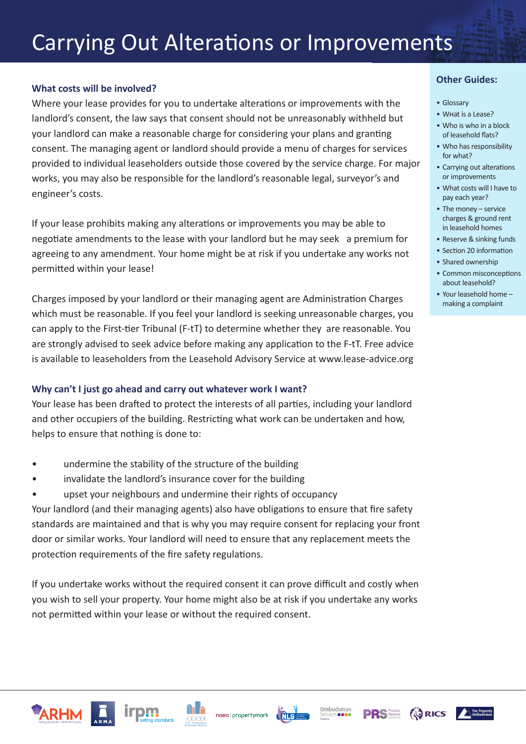# Carrying Out Alterations or Improvements

### What costs will be involved?

Where your lease provides for you to undertake alterations or improvements with the landlord's consent, the law says that consent should not be unreasonably withheld but your landlord can make a reasonable charge for considering your plans and granting consent. The managing agent or landlord should provide a menu of charges for services provided to individual leaseholders outside those covered by the service charge. For major works, you may also be responsible for the landlord's reasonable legal, surveyor's and engineer's costs.

If your lease prohibits making any alterations or improvements you may be able to negotiate amendments to the lease with your landlord but he may seek a premium for agreeing to any amendment. Your home might be at risk if you undertake any works not permitted within your lease!

Charges imposed by your landlord or their managing agent are Administration Charges which must be reasonable. If you feel your landlord is seeking unreasonable charges, you can apply to the First-tier Tribunal (F-tT) to determine whether they are reasonable. You are strongly advised to seek advice before making any application to the F-tT. Free advice is available to leaseholders from the Leasehold Advisory Service at www.lease-advice.org

### Why can't I just go ahead and carry out whatever work I want?

Your lease has been drafted to protect the interests of all parties, including your landlord and other occupiers of the building. Restricting what work can be undertaken and how, helps to ensure that nothing is done to:

- undermine the stability of the structure of the building
- invalidate the landlord's insurance cover for the building
- upset your neighbours and undermine their rights of occupancy

Your landlord (and their managing agents) also have obligations to ensure that fire safety standards are maintained and that is why you may require consent for replacing your front door or similar works. Your landlord will need to ensure that any replacement meets the protection requirements of the fire safety regulations.

If you undertake works without the required consent it can prove difficult and costly when you wish to sell your property. Your home might also be at risk if you undertake any works not permitted within your lease or without the required consent.

### Other Guides:

- Glossary
- What is a Lease?
- Who is who in a block of leasehold flats?
- Who has responsibility for what?
- Carrying out alterations or improvements
- What costs will I have to pay each year?
- The money – service charges & ground rent in leasehold homes
- Reserve & sinking funds
- Section 20 information
- Shared ownership
- Common misconceptions about leasehold?
- Your leasehold home – making a complaint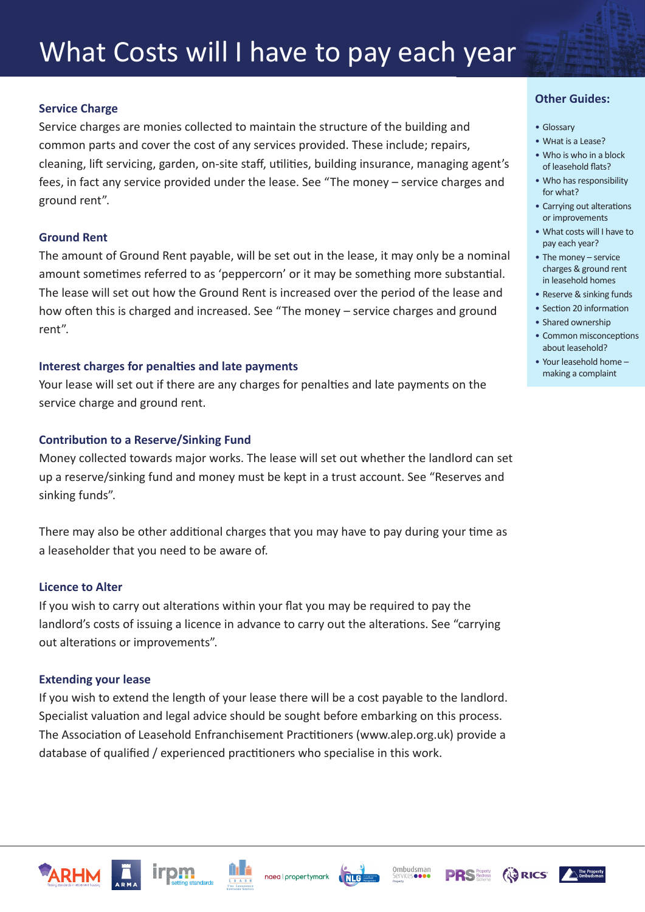# What Costs will I have to pay each year

### Service Charge

Service charges are monies collected to maintain the structure of the building and common parts and cover the cost of any services provided. These include; repairs, cleaning, lift servicing, garden, on-site staff, utilities, building insurance, managing agent's fees, in fact any service provided under the lease. See "The money – service charges and ground rent".

### Ground Rent

The amount of Ground Rent payable, will be set out in the lease, it may only be a nominal amount sometimes referred to as 'peppercorn' or it may be something more substantial. The lease will set out how the Ground Rent is increased over the period of the lease and how often this is charged and increased. See "The money – service charges and ground rent".

### Interest charges for penalties and late payments

Your lease will set out if there are any charges for penalties and late payments on the service charge and ground rent.

### Contribution to a Reserve/Sinking Fund

Money collected towards major works. The lease will set out whether the landlord can set up a reserve/sinking fund and money must be kept in a trust account. See "Reserves and sinking funds".

There may also be other additional charges that you may have to pay during your time as a leaseholder that you need to be aware of.

### Licence to Alter

If you wish to carry out alterations within your flat you may be required to pay the landlord's costs of issuing a licence in advance to carry out the alterations. See "carrying out alterations or improvements".

### Extending your lease

If you wish to extend the length of your lease there will be a cost payable to the landlord. Specialist valuation and legal advice should be sought before embarking on this process. The Association of Leasehold Enfranchisement Practitioners (www.alep.org.uk) provide a database of qualified / experienced practitioners who specialise in this work.

### Other Guides:

- Glossary
- What is a Lease?
- Who is who in a block of leasehold flats?
- Who has responsibility for what?
- Carrying out alterations or improvements
- What costs will I have to pay each year?
- The money – service charges & ground rent in leasehold homes
- Reserve & sinking funds
- Section 20 information
- Shared ownership
- Common misconceptions about leasehold?
- Your leasehold home – making a complaint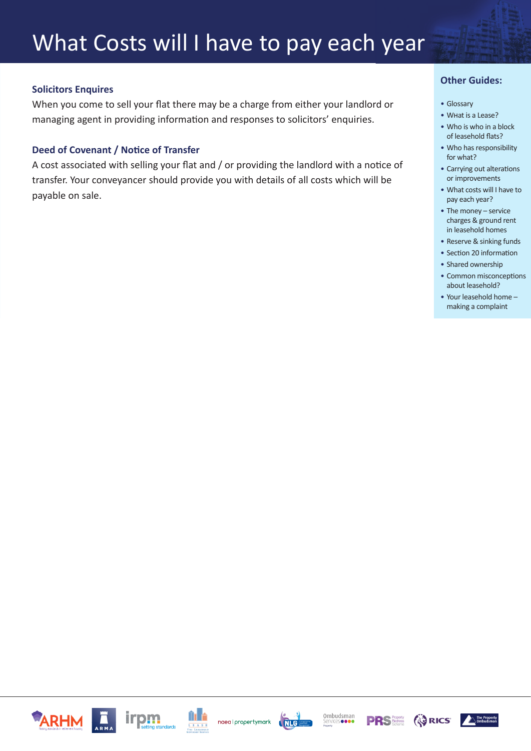# What Costs will I have to pay each year

### Solicitors Enquires

When you come to sell your flat there may be a charge from either your landlord or managing agent in providing information and responses to solicitors' enquiries.

### Deed of Covenant / Notice of Transfer

A cost associated with selling your flat and / or providing the landlord with a notice of transfer. Your conveyancer should provide you with details of all costs which will be payable on sale.

## Other Guides:

- Glossary
- WHat is a Lease?
- Who is who in a block of leasehold flats?
- Who has responsibility for what?
- Carrying out alterations or improvements
- What costs will I have to pay each year?
- The money – service charges & ground rent in leasehold homes
- Reserve & sinking funds
- Section 20 information
- Shared ownership
- Common misconceptions about leasehold?
- Your leasehold home – making a complaint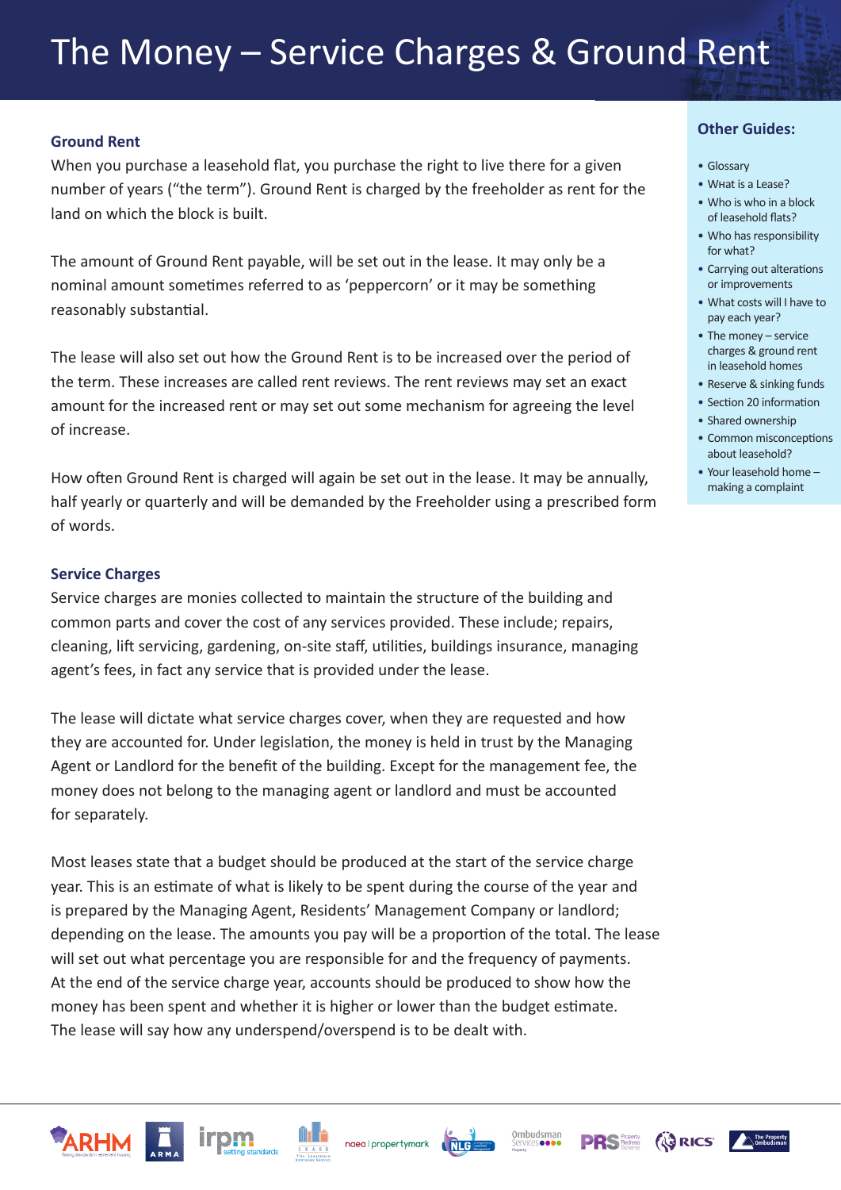# The Money – Service Charges & Ground Rent

## Ground Rent

When you purchase a leasehold flat, you purchase the right to live there for a given number of years ("the term"). Ground Rent is charged by the freeholder as rent for the land on which the block is built.

The amount of Ground Rent payable, will be set out in the lease. It may only be a nominal amount sometimes referred to as 'peppercorn' or it may be something reasonably substantial.

The lease will also set out how the Ground Rent is to be increased over the period of the term. These increases are called rent reviews. The rent reviews may set an exact amount for the increased rent or may set out some mechanism for agreeing the level of increase.

How often Ground Rent is charged will again be set out in the lease. It may be annually, half yearly or quarterly and will be demanded by the Freeholder using a prescribed form of words.

## Service Charges

Service charges are monies collected to maintain the structure of the building and common parts and cover the cost of any services provided. These include; repairs, cleaning, lift servicing, gardening, on-site staff, utilities, buildings insurance, managing agent's fees, in fact any service that is provided under the lease.

The lease will dictate what service charges cover, when they are requested and how they are accounted for. Under legislation, the money is held in trust by the Managing Agent or Landlord for the benefit of the building. Except for the management fee, the money does not belong to the managing agent or landlord and must be accounted for separately.

Most leases state that a budget should be produced at the start of the service charge year. This is an estimate of what is likely to be spent during the course of the year and is prepared by the Managing Agent, Residents' Management Company or landlord; depending on the lease. The amounts you pay will be a proportion of the total. The lease will set out what percentage you are responsible for and the frequency of payments. At the end of the service charge year, accounts should be produced to show how the money has been spent and whether it is higher or lower than the budget estimate. The lease will say how any underspend/overspend is to be dealt with.

## Other Guides:

- Glossary
- What is a Lease?
- Who is who in a block of leasehold flats?
- Who has responsibility for what?
- Carrying out alterations or improvements
- What costs will I have to pay each year?
- The money – service charges & ground rent in leasehold homes
- Reserve & sinking funds
- Section 20 information
- Shared ownership
- Common misconceptions about leasehold?
- Your leasehold home – making a complaint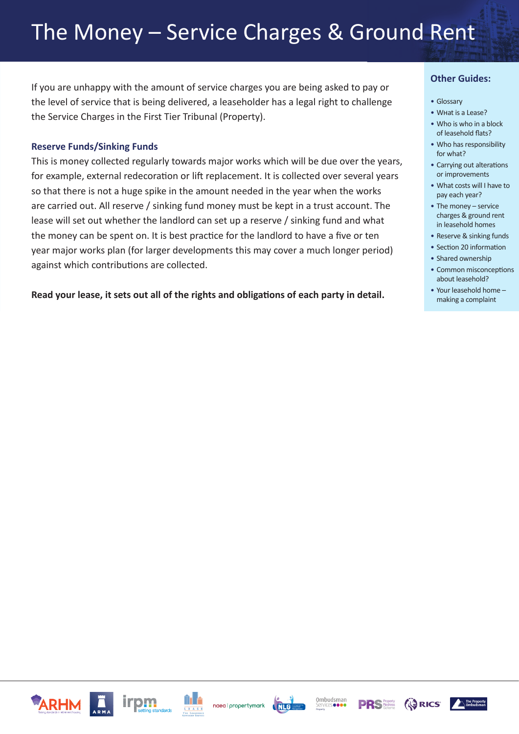# The Money – Service Charges & Ground Rent

If you are unhappy with the amount of service charges you are being asked to pay or the level of service that is being delivered, a leaseholder has a legal right to challenge the Service Charges in the First Tier Tribunal (Property).

### Reserve Funds/Sinking Funds

This is money collected regularly towards major works which will be due over the years, for example, external redecoration or lift replacement. It is collected over several years so that there is not a huge spike in the amount needed in the year when the works are carried out. All reserve / sinking fund money must be kept in a trust account. The lease will set out whether the landlord can set up a reserve / sinking fund and what the money can be spent on. It is best practice for the landlord to have a five or ten year major works plan (for larger developments this may cover a much longer period) against which contributions are collected.

**Read your lease, it sets out all of the rights and obligations of each party in detail.**

### Other Guides:

- Glossary
- WHat is a Lease?
- Who is who in a block of leasehold flats?
- Who has responsibility for what?
- Carrying out alterations or improvements
- What costs will I have to pay each year?
- The money – service charges & ground rent in leasehold homes
- Reserve & sinking funds
- Section 20 information
- Shared ownership
- Common misconceptions about leasehold?
- Your leasehold home – making a complaint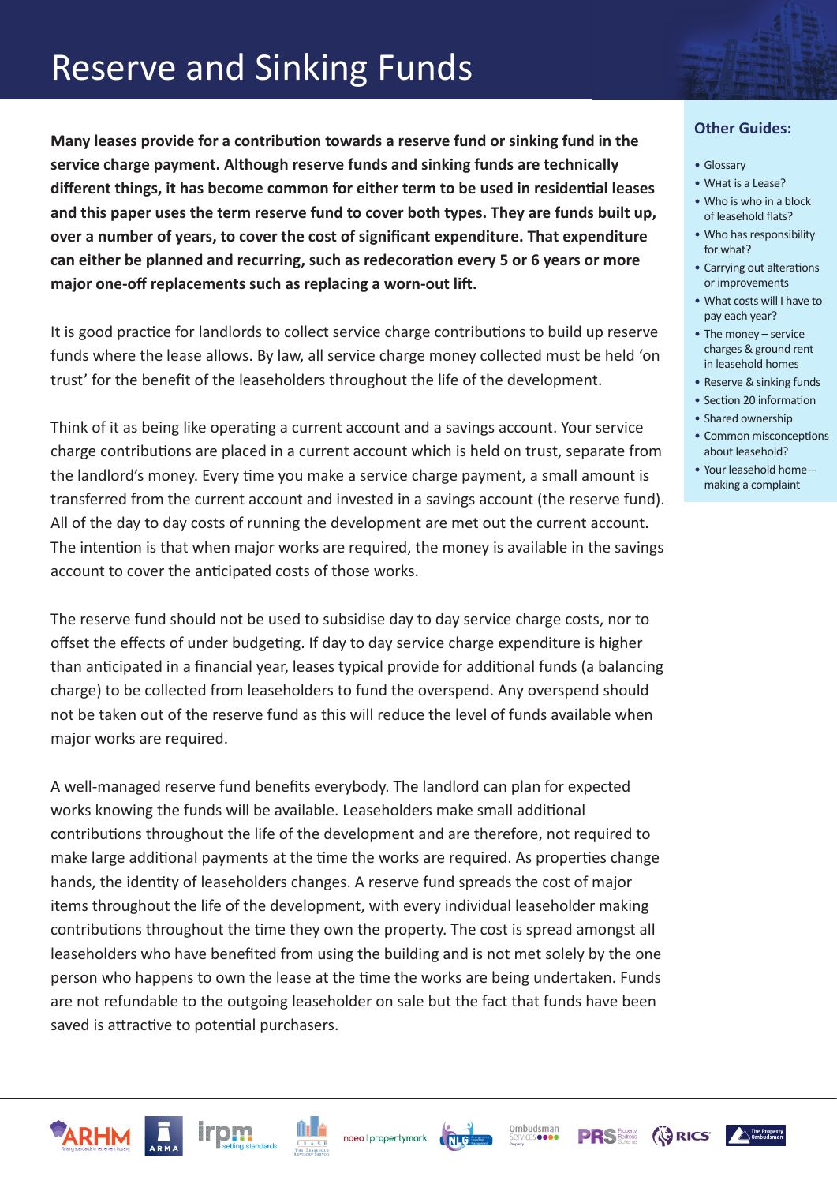# Reserve and Sinking Funds

**Many leases provide for a contribution towards a reserve fund or sinking fund in the service charge payment. Although reserve funds and sinking funds are technically different things, it has become common for either term to be used in residential leases and this paper uses the term reserve fund to cover both types. They are funds built up, over a number of years, to cover the cost of significant expenditure. That expenditure can either be planned and recurring, such as redecoration every 5 or 6 years or more major one-off replacements such as replacing a worn-out lift.**

It is good practice for landlords to collect service charge contributions to build up reserve funds where the lease allows. By law, all service charge money collected must be held 'on trust' for the benefit of the leaseholders throughout the life of the development.

Think of it as being like operating a current account and a savings account. Your service charge contributions are placed in a current account which is held on trust, separate from the landlord's money. Every time you make a service charge payment, a small amount is transferred from the current account and invested in a savings account (the reserve fund). All of the day to day costs of running the development are met out the current account. The intention is that when major works are required, the money is available in the savings account to cover the anticipated costs of those works.

The reserve fund should not be used to subsidise day to day service charge costs, nor to offset the effects of under budgeting. If day to day service charge expenditure is higher than anticipated in a financial year, leases typical provide for additional funds (a balancing charge) to be collected from leaseholders to fund the overspend. Any overspend should not be taken out of the reserve fund as this will reduce the level of funds available when major works are required.

A well-managed reserve fund benefits everybody. The landlord can plan for expected works knowing the funds will be available. Leaseholders make small additional contributions throughout the life of the development and are therefore, not required to make large additional payments at the time the works are required. As properties change hands, the identity of leaseholders changes. A reserve fund spreads the cost of major items throughout the life of the development, with every individual leaseholder making contributions throughout the time they own the property. The cost is spread amongst all leaseholders who have benefited from using the building and is not met solely by the one person who happens to own the lease at the time the works are being undertaken. Funds are not refundable to the outgoing leaseholder on sale but the fact that funds have been saved is attractive to potential purchasers.

## Other Guides:

- Glossary
- What is a Lease?
- Who is who in a block of leasehold flats?
- Who has responsibility for what?
- Carrying out alterations or improvements
- What costs will I have to pay each year?
- The money – service charges & ground rent in leasehold homes
- Reserve & sinking funds
- Section 20 information
- Shared ownership
- Common misconceptions about leasehold?
- Your leasehold home – making a complaint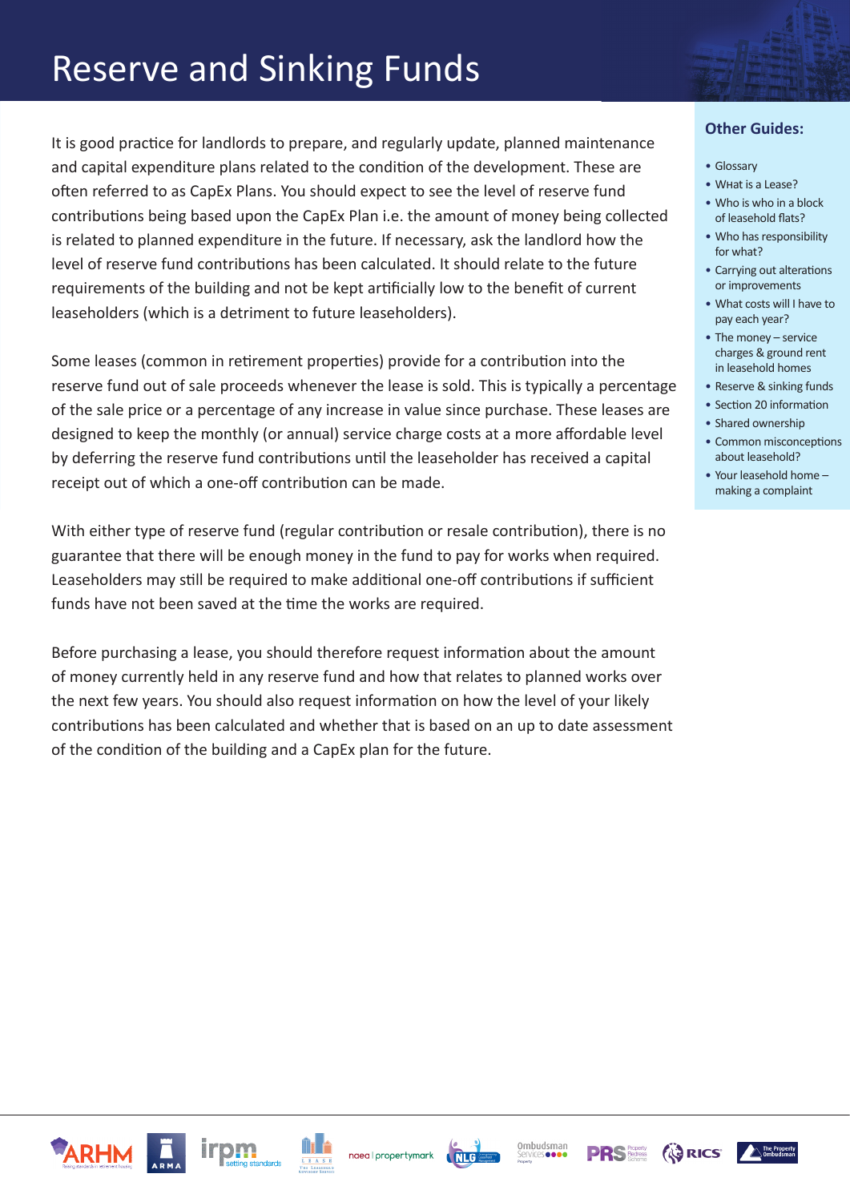# Reserve and Sinking Funds

It is good practice for landlords to prepare, and regularly update, planned maintenance and capital expenditure plans related to the condition of the development. These are often referred to as CapEx Plans. You should expect to see the level of reserve fund contributions being based upon the CapEx Plan i.e. the amount of money being collected is related to planned expenditure in the future. If necessary, ask the landlord how the level of reserve fund contributions has been calculated. It should relate to the future requirements of the building and not be kept artificially low to the benefit of current leaseholders (which is a detriment to future leaseholders).

Some leases (common in retirement properties) provide for a contribution into the reserve fund out of sale proceeds whenever the lease is sold. This is typically a percentage of the sale price or a percentage of any increase in value since purchase. These leases are designed to keep the monthly (or annual) service charge costs at a more affordable level by deferring the reserve fund contributions until the leaseholder has received a capital receipt out of which a one-off contribution can be made.

With either type of reserve fund (regular contribution or resale contribution), there is no guarantee that there will be enough money in the fund to pay for works when required. Leaseholders may still be required to make additional one-off contributions if sufficient funds have not been saved at the time the works are required.

Before purchasing a lease, you should therefore request information about the amount of money currently held in any reserve fund and how that relates to planned works over the next few years. You should also request information on how the level of your likely contributions has been calculated and whether that is based on an up to date assessment of the condition of the building and a CapEx plan for the future.

## Other Guides:

- Glossary
- What is a Lease?
- Who is who in a block of leasehold flats?
- Who has responsibility for what?
- Carrying out alterations or improvements
- What costs will I have to pay each year?
- The money – service charges & ground rent in leasehold homes
- Reserve & sinking funds
- Section 20 information
- Shared ownership
- Common misconceptions about leasehold?
- Your leasehold home – making a complaint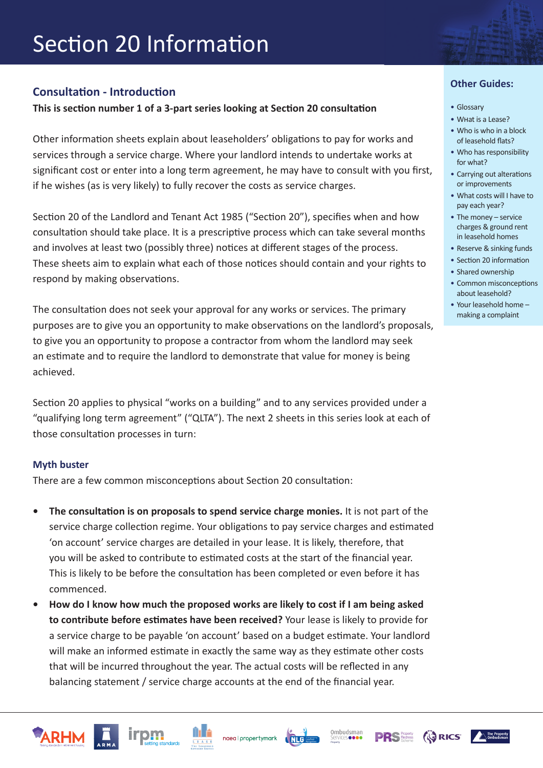# Section 20 Information

## Consultation - Introduction

**This is section number 1 of a 3-part series looking at Section 20 consultation**

Other information sheets explain about leaseholders' obligations to pay for works and services through a service charge. Where your landlord intends to undertake works at significant cost or enter into a long term agreement, he may have to consult with you first, if he wishes (as is very likely) to fully recover the costs as service charges.

Section 20 of the Landlord and Tenant Act 1985 ("Section 20"), specifies when and how consultation should take place. It is a prescriptive process which can take several months and involves at least two (possibly three) notices at different stages of the process. These sheets aim to explain what each of those notices should contain and your rights to respond by making observations.

The consultation does not seek your approval for any works or services. The primary purposes are to give you an opportunity to make observations on the landlord's proposals, to give you an opportunity to propose a contractor from whom the landlord may seek an estimate and to require the landlord to demonstrate that value for money is being achieved.

Section 20 applies to physical "works on a building" and to any services provided under a "qualifying long term agreement" ("QLTA"). The next 2 sheets in this series look at each of those consultation processes in turn:

### Myth buster

There are a few common misconceptions about Section 20 consultation:

- **The consultation is on proposals to spend service charge monies.** It is not part of the service charge collection regime. Your obligations to pay service charges and estimated 'on account' service charges are detailed in your lease. It is likely, therefore, that you will be asked to contribute to estimated costs at the start of the financial year. This is likely to be before the consultation has been completed or even before it has commenced.
- **How do I know how much the proposed works are likely to cost if I am being asked to contribute before estimates have been received?** Your lease is likely to provide for a service charge to be payable 'on account' based on a budget estimate. Your landlord will make an informed estimate in exactly the same way as they estimate other costs that will be incurred throughout the year. The actual costs will be reflected in any balancing statement / service charge accounts at the end of the financial year.

## Other Guides:

- Glossary
- What is a Lease?
- Who is who in a block of leasehold flats?
- Who has responsibility for what?
- Carrying out alterations or improvements
- What costs will I have to pay each year?
- The money – service charges & ground rent in leasehold homes
- Reserve & sinking funds
- Section 20 information
- Shared ownership
- Common misconceptions about leasehold?
- Your leasehold home – making a complaint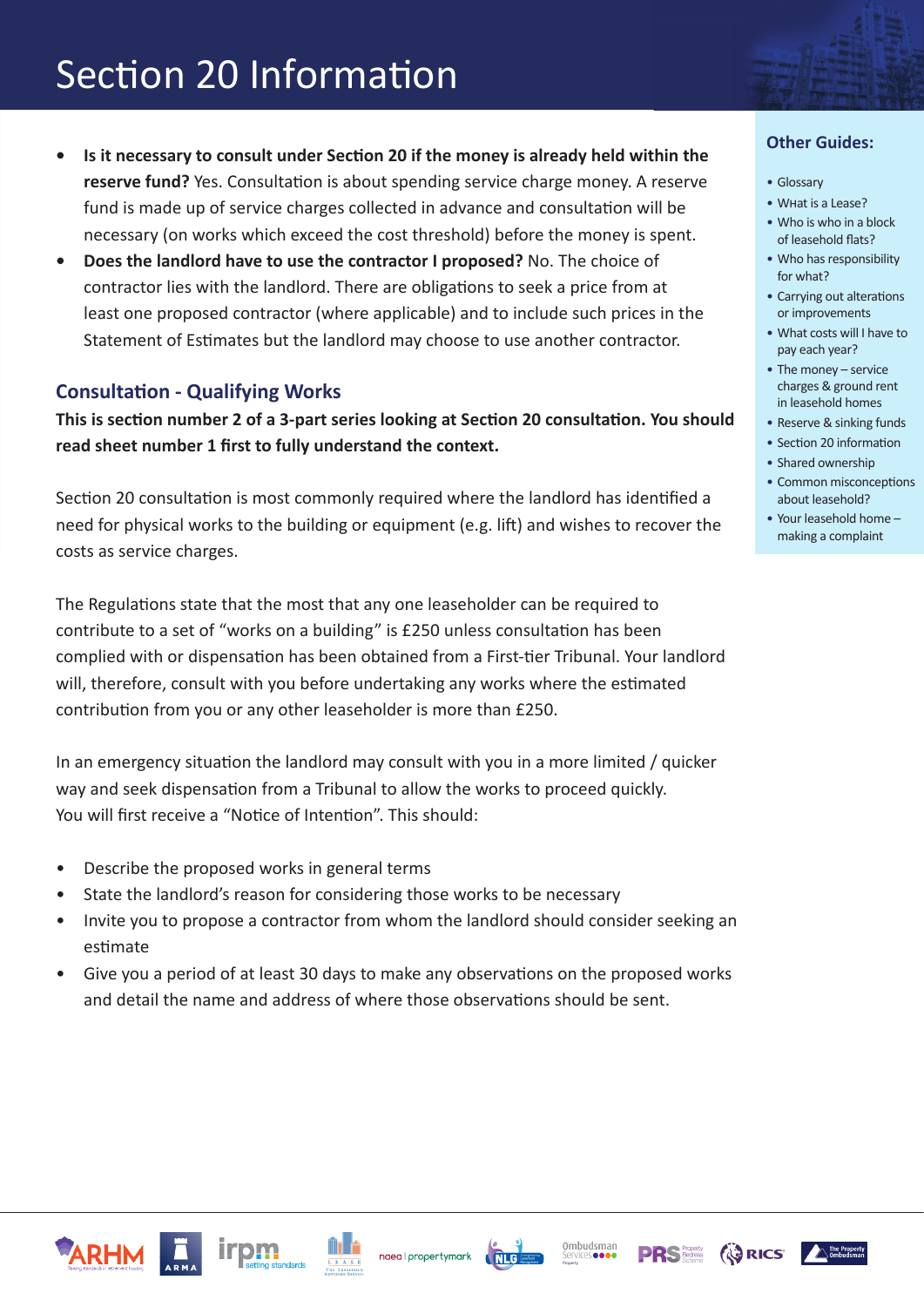# Section 20 Information

- **Is it necessary to consult under Section 20 if the money is already held within the reserve fund?** Yes. Consultation is about spending service charge money. A reserve fund is made up of service charges collected in advance and consultation will be necessary (on works which exceed the cost threshold) before the money is spent.
- **Does the landlord have to use the contractor I proposed?** No. The choice of contractor lies with the landlord. There are obligations to seek a price from at least one proposed contractor (where applicable) and to include such prices in the Statement of Estimates but the landlord may choose to use another contractor.

## Consultation - Qualifying Works

**This is section number 2 of a 3-part series looking at Section 20 consultation. You should read sheet number 1 first to fully understand the context.**

Section 20 consultation is most commonly required where the landlord has identified a need for physical works to the building or equipment (e.g. lift) and wishes to recover the costs as service charges.

The Regulations state that the most that any one leaseholder can be required to contribute to a set of “works on a building” is £250 unless consultation has been complied with or dispensation has been obtained from a First-tier Tribunal. Your landlord will, therefore, consult with you before undertaking any works where the estimated contribution from you or any other leaseholder is more than £250.

In an emergency situation the landlord may consult with you in a more limited / quicker way and seek dispensation from a Tribunal to allow the works to proceed quickly.
You will first receive a “Notice of Intention”. This should:

- Describe the proposed works in general terms
- State the landlord’s reason for considering those works to be necessary
- Invite you to propose a contractor from whom the landlord should consider seeking an estimate
- Give you a period of at least 30 days to make any observations on the proposed works and detail the name and address of where those observations should be sent.

### Other Guides:

- Glossary
- What is a Lease?
- Who is who in a block of leasehold flats?
- Who has responsibility for what?
- Carrying out alterations or improvements
- What costs will I have to pay each year?
- The money – service charges & ground rent in leasehold homes
- Reserve & sinking funds
- Section 20 information
- Shared ownership
- Common misconceptions about leasehold?
- Your leasehold home – making a complaint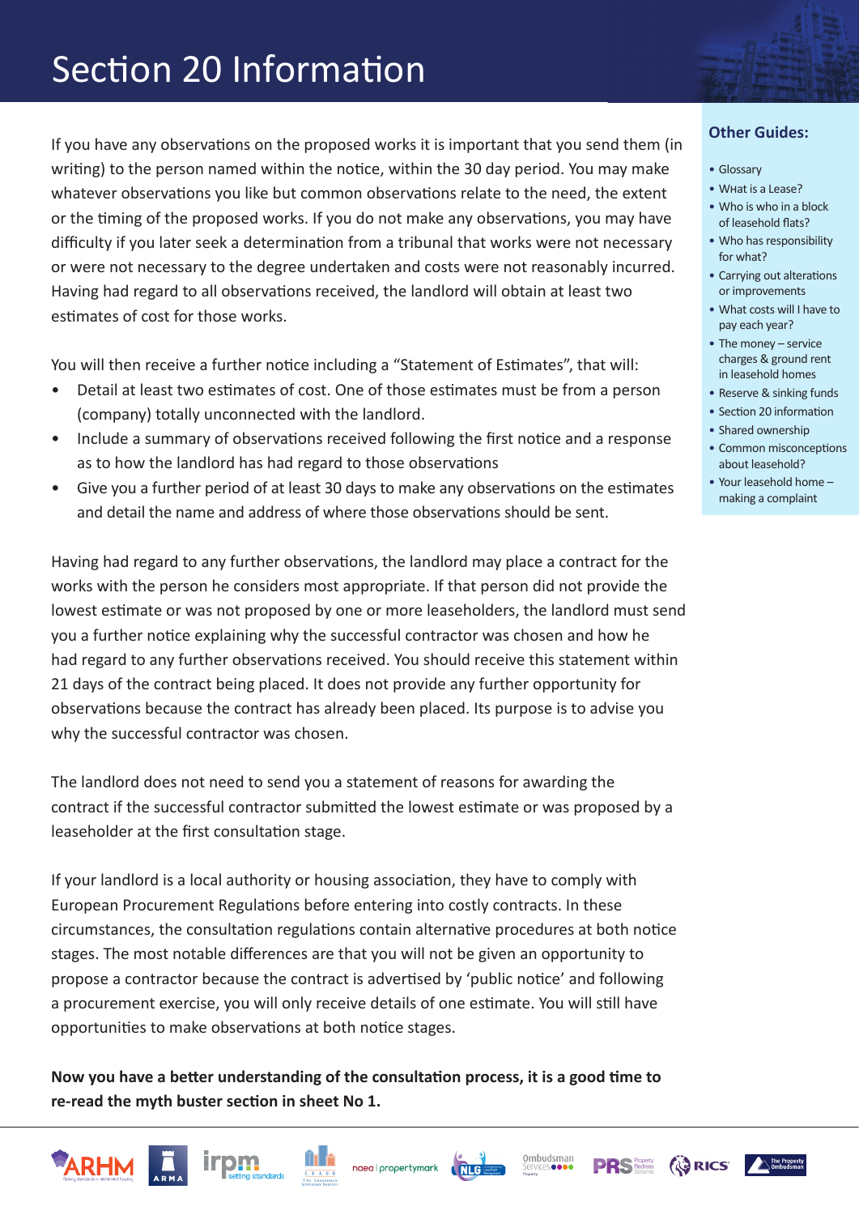# Section 20 Information

If you have any observations on the proposed works it is important that you send them (in writing) to the person named within the notice, within the 30 day period. You may make whatever observations you like but common observations relate to the need, the extent or the timing of the proposed works. If you do not make any observations, you may have difficulty if you later seek a determination from a tribunal that works were not necessary or were not necessary to the degree undertaken and costs were not reasonably incurred. Having had regard to all observations received, the landlord will obtain at least two estimates of cost for those works.

You will then receive a further notice including a "Statement of Estimates", that will:

- Detail at least two estimates of cost. One of those estimates must be from a person (company) totally unconnected with the landlord.
- Include a summary of observations received following the first notice and a response as to how the landlord has had regard to those observations
- Give you a further period of at least 30 days to make any observations on the estimates and detail the name and address of where those observations should be sent.

Having had regard to any further observations, the landlord may place a contract for the works with the person he considers most appropriate. If that person did not provide the lowest estimate or was not proposed by one or more leaseholders, the landlord must send you a further notice explaining why the successful contractor was chosen and how he had regard to any further observations received. You should receive this statement within 21 days of the contract being placed. It does not provide any further opportunity for observations because the contract has already been placed. Its purpose is to advise you why the successful contractor was chosen.

The landlord does not need to send you a statement of reasons for awarding the contract if the successful contractor submitted the lowest estimate or was proposed by a leaseholder at the first consultation stage.

If your landlord is a local authority or housing association, they have to comply with European Procurement Regulations before entering into costly contracts. In these circumstances, the consultation regulations contain alternative procedures at both notice stages. The most notable differences are that you will not be given an opportunity to propose a contractor because the contract is advertised by 'public notice' and following a procurement exercise, you will only receive details of one estimate. You will still have opportunities to make observations at both notice stages.

**Now you have a better understanding of the consultation process, it is a good time to re-read the myth buster section in sheet No 1.**

## Other Guides:

- Glossary
- What is a Lease?
- Who is who in a block of leasehold flats?
- Who has responsibility for what?
- Carrying out alterations or improvements
- What costs will I have to pay each year?
- The money – service charges & ground rent in leasehold homes
- Reserve & sinking funds
- Section 20 information
- Shared ownership
- Common misconceptions about leasehold?
- Your leasehold home – making a complaint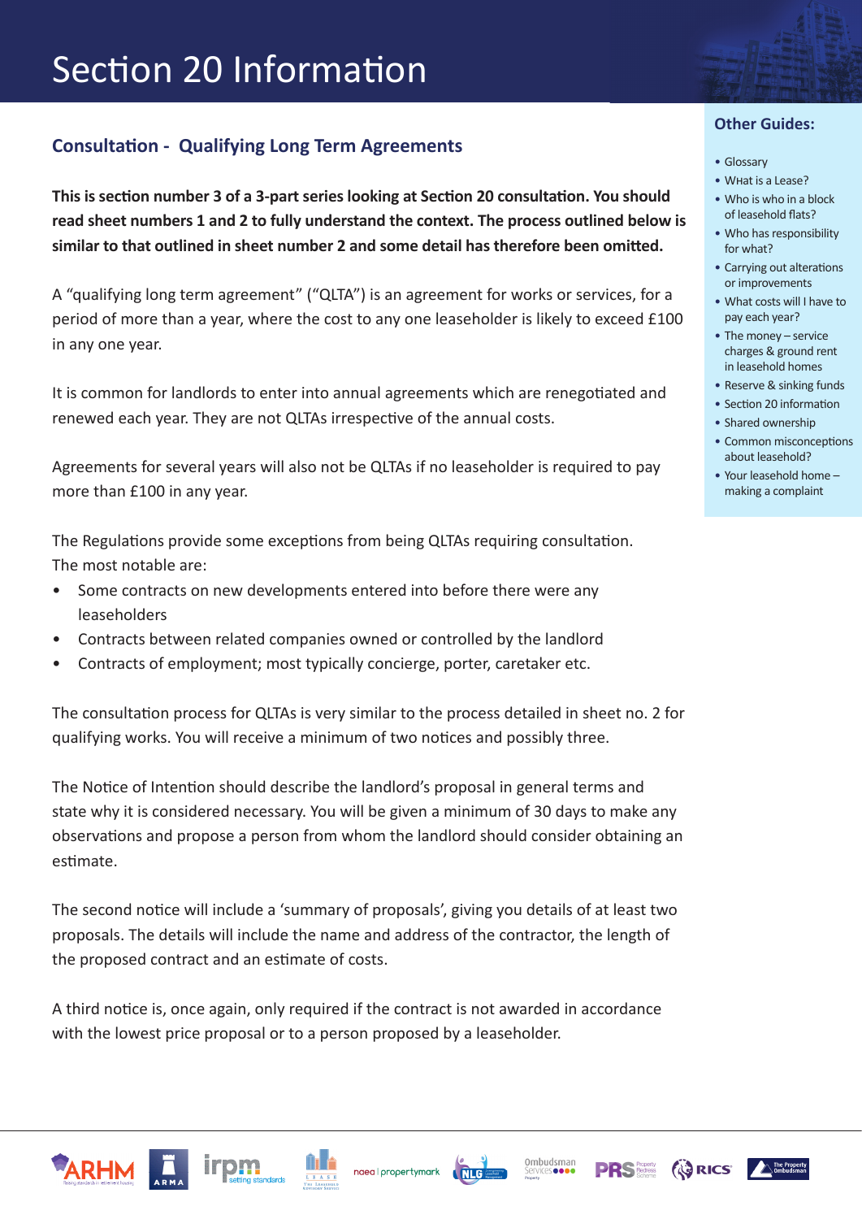# Section 20 Information

## Consultation - Qualifying Long Term Agreements

**This is section number 3 of a 3-part series looking at Section 20 consultation. You should read sheet numbers 1 and 2 to fully understand the context. The process outlined below is similar to that outlined in sheet number 2 and some detail has therefore been omitted.**

A "qualifying long term agreement" ("QLTA") is an agreement for works or services, for a period of more than a year, where the cost to any one leaseholder is likely to exceed £100 in any one year.

It is common for landlords to enter into annual agreements which are renegotiated and renewed each year. They are not QLTAs irrespective of the annual costs.

Agreements for several years will also not be QLTAs if no leaseholder is required to pay more than £100 in any year.

The Regulations provide some exceptions from being QLTAs requiring consultation. The most notable are:

- Some contracts on new developments entered into before there were any leaseholders
- Contracts between related companies owned or controlled by the landlord
- Contracts of employment; most typically concierge, porter, caretaker etc.

The consultation process for QLTAs is very similar to the process detailed in sheet no. 2 for qualifying works. You will receive a minimum of two notices and possibly three.

The Notice of Intention should describe the landlord's proposal in general terms and state why it is considered necessary. You will be given a minimum of 30 days to make any observations and propose a person from whom the landlord should consider obtaining an estimate.

The second notice will include a 'summary of proposals', giving you details of at least two proposals. The details will include the name and address of the contractor, the length of the proposed contract and an estimate of costs.

A third notice is, once again, only required if the contract is not awarded in accordance with the lowest price proposal or to a person proposed by a leaseholder.

### Other Guides:

- Glossary
- WHat is a Lease?
- Who is who in a block of leasehold flats?
- Who has responsibility for what?
- Carrying out alterations or improvements
- What costs will I have to pay each year?
- The money – service charges & ground rent in leasehold homes
- Reserve & sinking funds
- Section 20 information
- Shared ownership
- Common misconceptions about leasehold?
- Your leasehold home – making a complaint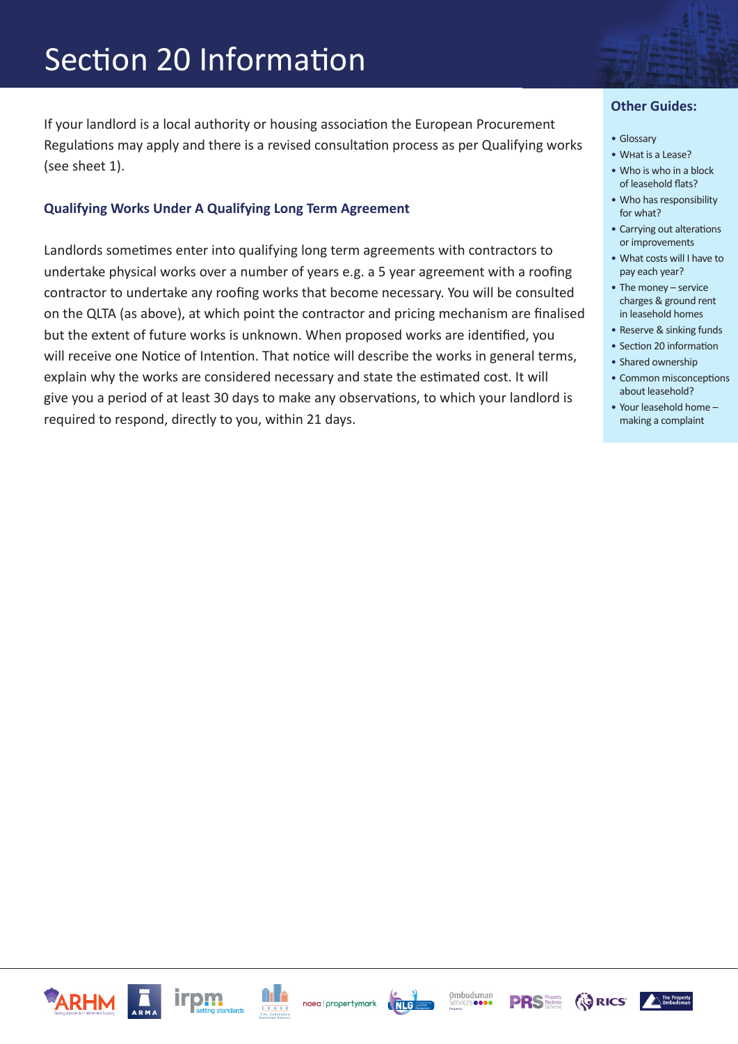# Section 20 Information

If your landlord is a local authority or housing association the European Procurement Regulations may apply and there is a revised consultation process as per Qualifying works (see sheet 1).

### Qualifying Works Under A Qualifying Long Term Agreement

Landlords sometimes enter into qualifying long term agreements with contractors to undertake physical works over a number of years e.g. a 5 year agreement with a roofing contractor to undertake any roofing works that become necessary. You will be consulted on the QLTA (as above), at which point the contractor and pricing mechanism are finalised but the extent of future works is unknown. When proposed works are identified, you will receive one Notice of Intention. That notice will describe the works in general terms, explain why the works are considered necessary and state the estimated cost. It will give you a period of at least 30 days to make any observations, to which your landlord is required to respond, directly to you, within 21 days.

### Other Guides:

- Glossary
- What is a Lease?
- Who is who in a block of leasehold flats?
- Who has responsibility for what?
- Carrying out alterations or improvements
- What costs will I have to pay each year?
- The money – service charges & ground rent in leasehold homes
- Reserve & sinking funds
- Section 20 information
- Shared ownership
- Common misconceptions about leasehold?
- Your leasehold home – making a complaint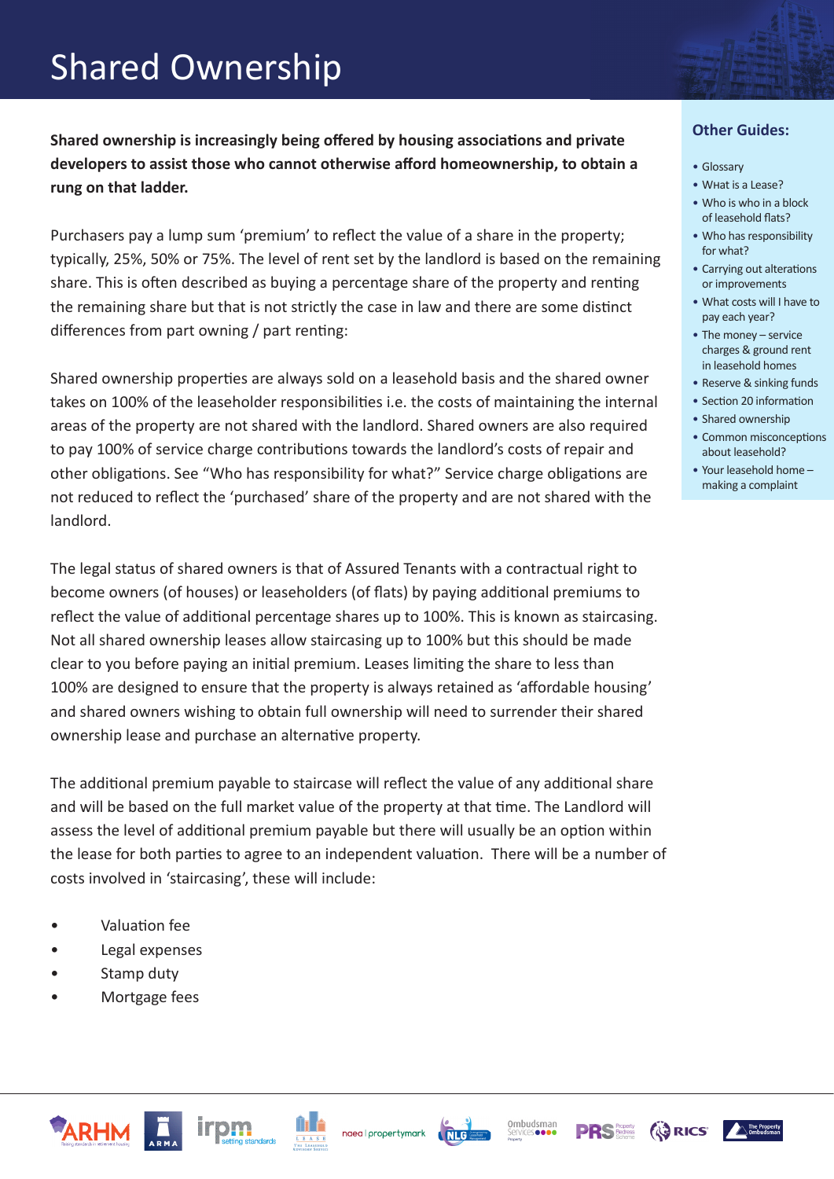# Shared Ownership

**Shared ownership is increasingly being offered by housing associations and private developers to assist those who cannot otherwise afford homeownership, to obtain a rung on that ladder.**

Purchasers pay a lump sum 'premium' to reflect the value of a share in the property; typically, 25%, 50% or 75%. The level of rent set by the landlord is based on the remaining share. This is often described as buying a percentage share of the property and renting the remaining share but that is not strictly the case in law and there are some distinct differences from part owning / part renting:

Shared ownership properties are always sold on a leasehold basis and the shared owner takes on 100% of the leaseholder responsibilities i.e. the costs of maintaining the internal areas of the property are not shared with the landlord. Shared owners are also required to pay 100% of service charge contributions towards the landlord's costs of repair and other obligations. See "Who has responsibility for what?" Service charge obligations are not reduced to reflect the 'purchased' share of the property and are not shared with the landlord.

The legal status of shared owners is that of Assured Tenants with a contractual right to become owners (of houses) or leaseholders (of flats) by paying additional premiums to reflect the value of additional percentage shares up to 100%. This is known as staircasing. Not all shared ownership leases allow staircasing up to 100% but this should be made clear to you before paying an initial premium. Leases limiting the share to less than 100% are designed to ensure that the property is always retained as 'affordable housing' and shared owners wishing to obtain full ownership will need to surrender their shared ownership lease and purchase an alternative property.

The additional premium payable to staircase will reflect the value of any additional share and will be based on the full market value of the property at that time. The Landlord will assess the level of additional premium payable but there will usually be an option within the lease for both parties to agree to an independent valuation. There will be a number of costs involved in 'staircasing', these will include:

- Valuation fee
- Legal expenses
- Stamp duty
- Mortgage fees

## Other Guides:

- Glossary
- What is a Lease?
- Who is who in a block of leasehold flats?
- Who has responsibility for what?
- Carrying out alterations or improvements
- What costs will I have to pay each year?
- The money – service charges & ground rent in leasehold homes
- Reserve & sinking funds
- Section 20 information
- Shared ownership
- Common misconceptions about leasehold?
- Your leasehold home – making a complaint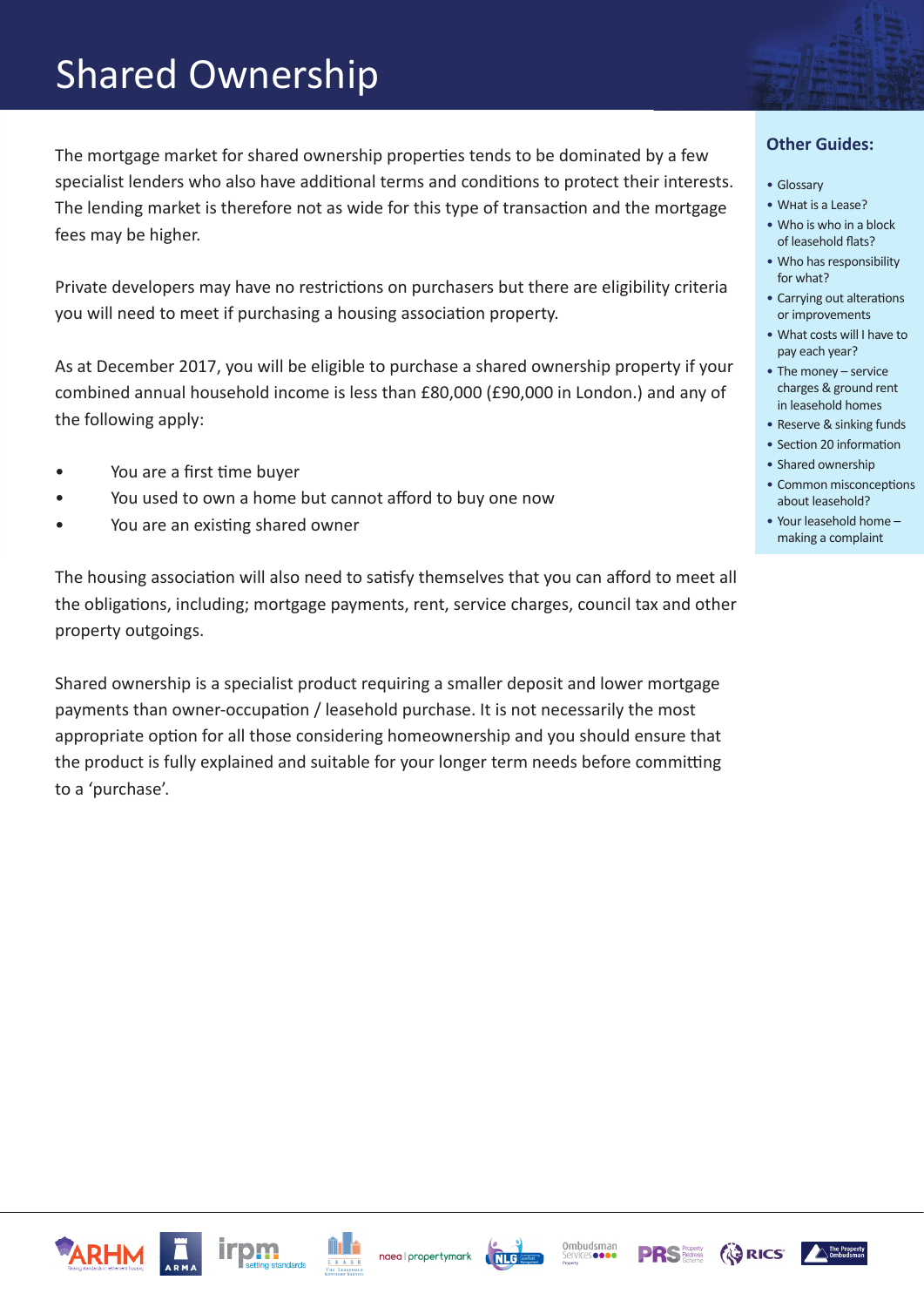# Shared Ownership

The mortgage market for shared ownership properties tends to be dominated by a few specialist lenders who also have additional terms and conditions to protect their interests. The lending market is therefore not as wide for this type of transaction and the mortgage fees may be higher.

Private developers may have no restrictions on purchasers but there are eligibility criteria you will need to meet if purchasing a housing association property.

As at December 2017, you will be eligible to purchase a shared ownership property if your combined annual household income is less than £80,000 (£90,000 in London.) and any of the following apply:

- You are a first time buyer
- You used to own a home but cannot afford to buy one now
- You are an existing shared owner

The housing association will also need to satisfy themselves that you can afford to meet all the obligations, including; mortgage payments, rent, service charges, council tax and other property outgoings.

Shared ownership is a specialist product requiring a smaller deposit and lower mortgage payments than owner-occupation / leasehold purchase. It is not necessarily the most appropriate option for all those considering homeownership and you should ensure that the product is fully explained and suitable for your longer term needs before committing to a 'purchase'.

## Other Guides:

- Glossary
- What is a Lease?
- Who is who in a block of leasehold flats?
- Who has responsibility for what?
- Carrying out alterations or improvements
- What costs will I have to pay each year?
- The money – service charges & ground rent in leasehold homes
- Reserve & sinking funds
- Section 20 information
- Shared ownership
- Common misconceptions about leasehold?
- Your leasehold home – making a complaint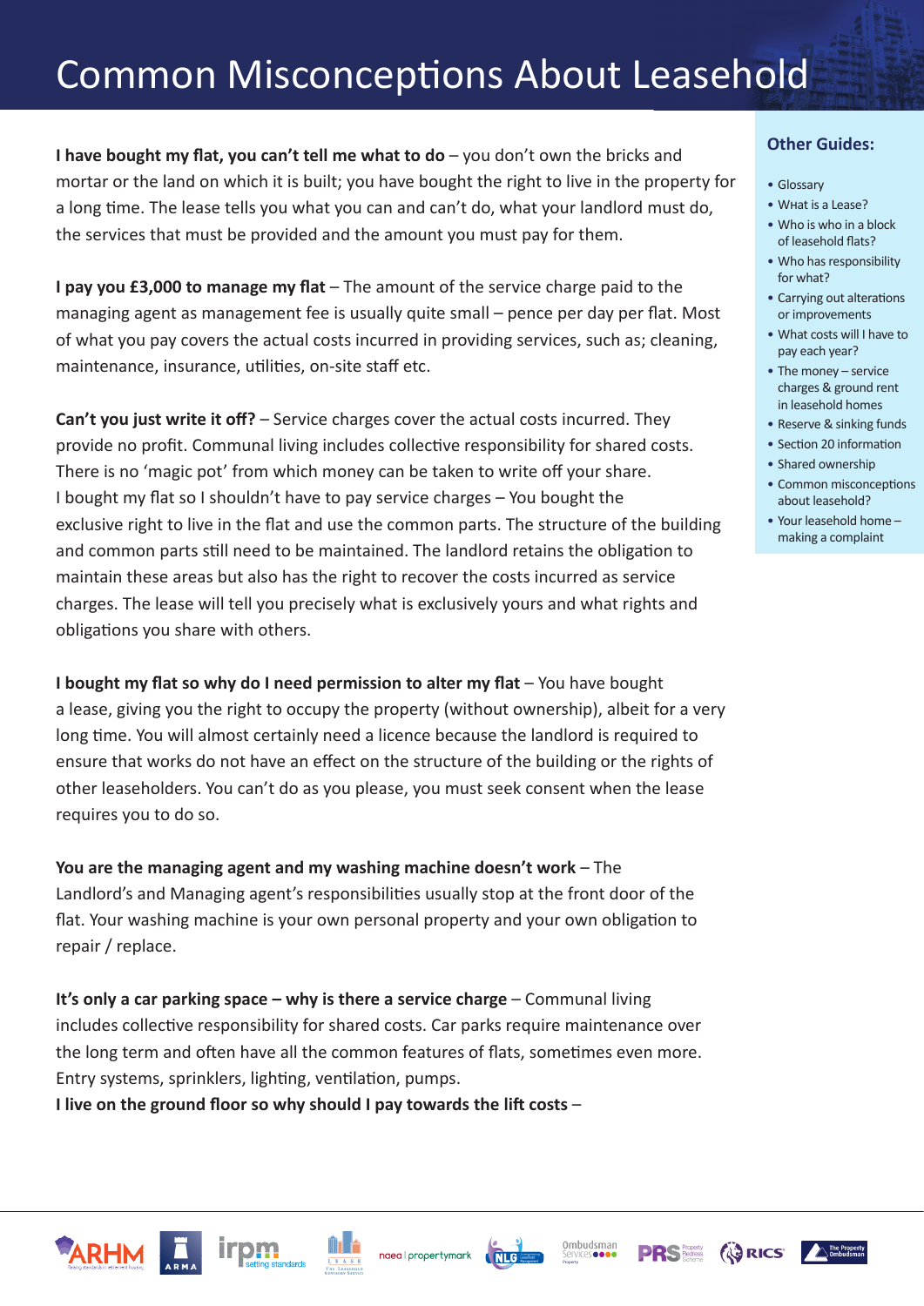# Common Misconceptions About Leasehold

**I have bought my flat, you can't tell me what to do** – you don't own the bricks and mortar or the land on which it is built; you have bought the right to live in the property for a long time. The lease tells you what you can and can't do, what your landlord must do, the services that must be provided and the amount you must pay for them.

**I pay you £3,000 to manage my flat** – The amount of the service charge paid to the managing agent as management fee is usually quite small – pence per day per flat. Most of what you pay covers the actual costs incurred in providing services, such as; cleaning, maintenance, insurance, utilities, on-site staff etc.

**Can't you just write it off?** – Service charges cover the actual costs incurred. They provide no profit. Communal living includes collective responsibility for shared costs. There is no 'magic pot' from which money can be taken to write off your share.
I bought my flat so I shouldn't have to pay service charges – You bought the exclusive right to live in the flat and use the common parts. The structure of the building and common parts still need to be maintained. The landlord retains the obligation to maintain these areas but also has the right to recover the costs incurred as service charges. The lease will tell you precisely what is exclusively yours and what rights and obligations you share with others.

**I bought my flat so why do I need permission to alter my flat** – You have bought a lease, giving you the right to occupy the property (without ownership), albeit for a very long time. You will almost certainly need a licence because the landlord is required to ensure that works do not have an effect on the structure of the building or the rights of other leaseholders. You can't do as you please, you must seek consent when the lease requires you to do so.

**You are the managing agent and my washing machine doesn't work** – The Landlord's and Managing agent's responsibilities usually stop at the front door of the flat. Your washing machine is your own personal property and your own obligation to repair / replace.

**It's only a car parking space – why is there a service charge** – Communal living includes collective responsibility for shared costs. Car parks require maintenance over the long term and often have all the common features of flats, sometimes even more. Entry systems, sprinklers, lighting, ventilation, pumps.
**I live on the ground floor so why should I pay towards the lift costs** –

## Other Guides:

- Glossary
- What is a Lease?
- Who is who in a block of leasehold flats?
- Who has responsibility for what?
- Carrying out alterations or improvements
- What costs will I have to pay each year?
- The money – service charges & ground rent in leasehold homes
- Reserve & sinking funds
- Section 20 information
- Shared ownership
- Common misconceptions about leasehold?
- Your leasehold home – making a complaint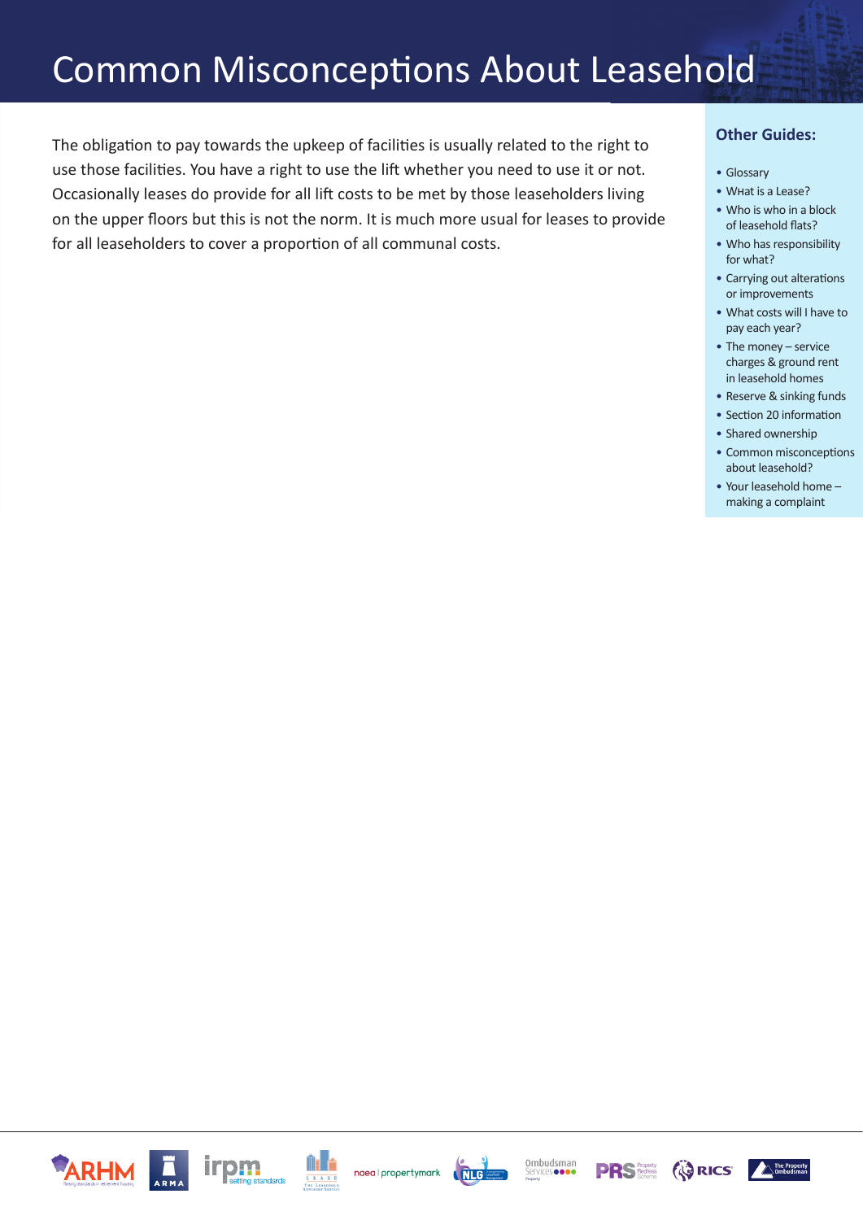# Common Misconceptions About Leasehold

The obligation to pay towards the upkeep of facilities is usually related to the right to use those facilities. You have a right to use the lift whether you need to use it or not. Occasionally leases do provide for all lift costs to be met by those leaseholders living on the upper floors but this is not the norm. It is much more usual for leases to provide for all leaseholders to cover a proportion of all communal costs.

## Other Guides:

- Glossary
- What is a Lease?
- Who is who in a block of leasehold flats?
- Who has responsibility for what?
- Carrying out alterations or improvements
- What costs will I have to pay each year?
- The money – service charges & ground rent in leasehold homes
- Reserve & sinking funds
- Section 20 information
- Shared ownership
- Common misconceptions about leasehold?
- Your leasehold home – making a complaint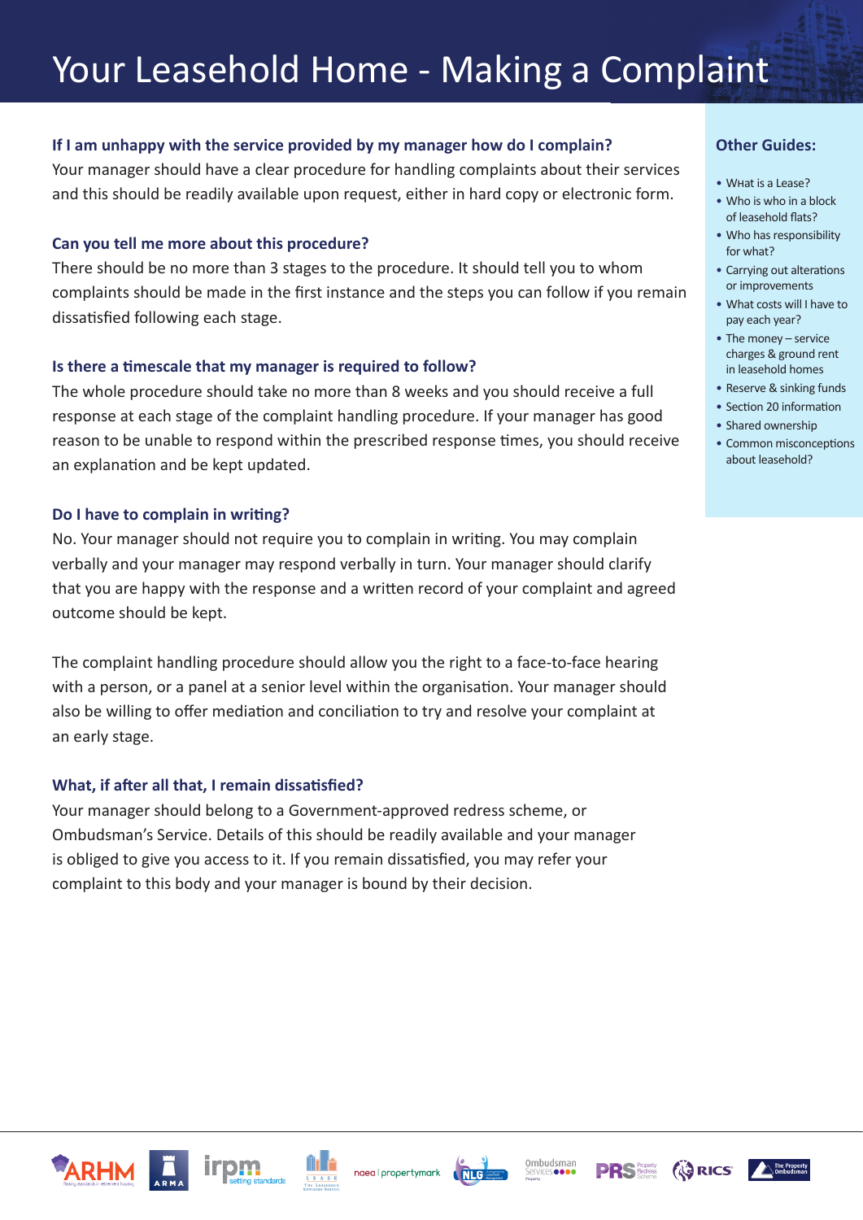# Your Leasehold Home - Making a Complaint

### If I am unhappy with the service provided by my manager how do I complain?

Your manager should have a clear procedure for handling complaints about their services and this should be readily available upon request, either in hard copy or electronic form.

### Can you tell me more about this procedure?

There should be no more than 3 stages to the procedure. It should tell you to whom complaints should be made in the first instance and the steps you can follow if you remain dissatisfied following each stage.

### Is there a timescale that my manager is required to follow?

The whole procedure should take no more than 8 weeks and you should receive a full response at each stage of the complaint handling procedure. If your manager has good reason to be unable to respond within the prescribed response times, you should receive an explanation and be kept updated.

### Do I have to complain in writing?

No. Your manager should not require you to complain in writing. You may complain verbally and your manager may respond verbally in turn. Your manager should clarify that you are happy with the response and a written record of your complaint and agreed outcome should be kept.

The complaint handling procedure should allow you the right to a face-to-face hearing with a person, or a panel at a senior level within the organisation. Your manager should also be willing to offer mediation and conciliation to try and resolve your complaint at an early stage.

### What, if after all that, I remain dissatisfied?

Your manager should belong to a Government-approved redress scheme, or Ombudsman's Service. Details of this should be readily available and your manager is obliged to give you access to it. If you remain dissatisfied, you may refer your complaint to this body and your manager is bound by their decision.

### Other Guides:

- WHat is a Lease?
- Who is who in a block of leasehold flats?
- Who has responsibility for what?
- Carrying out alterations or improvements
- What costs will I have to pay each year?
- The money – service charges & ground rent in leasehold homes
- Reserve & sinking funds
- Section 20 information
- Shared ownership
- Common misconceptions about leasehold?